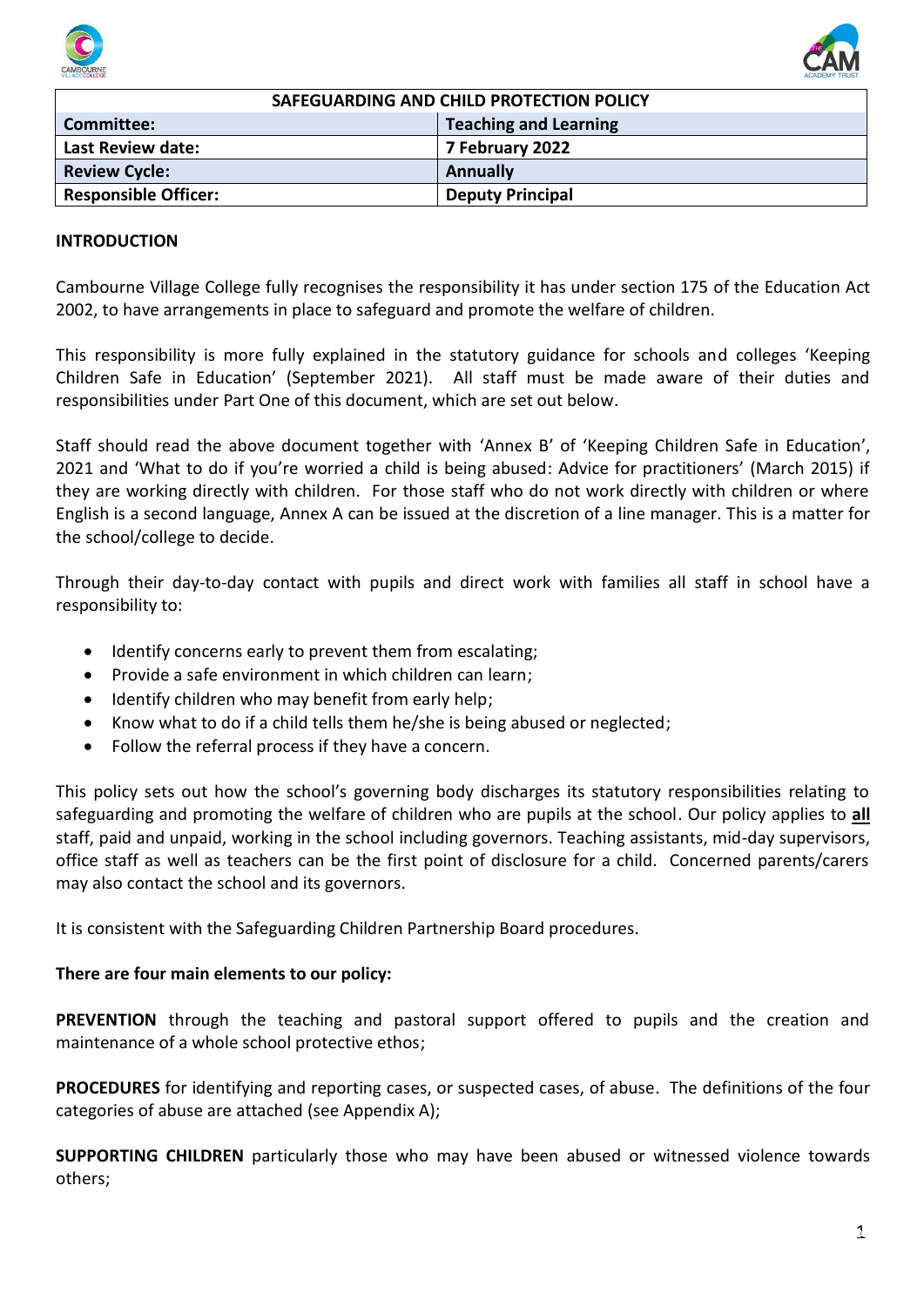| SAFEGUARDING AND CHILD PROTECTION POLICY | |
| --- | --- |
| **Committee:** | **Teaching and Learning** |
| **Last Review date:** | **7 February 2022** |
| **Review Cycle:** | **Annually** |
| **Responsible Officer:** | **Deputy Principal** |

**INTRODUCTION**

Cambourne Village College fully recognises the responsibility it has under section 175 of the Education Act 2002, to have arrangements in place to safeguard and promote the welfare of children.

This responsibility is more fully explained in the statutory guidance for schools and colleges 'Keeping Children Safe in Education' (September 2021). All staff must be made aware of their duties and responsibilities under Part One of this document, which are set out below.

Staff should read the above document together with 'Annex B' of 'Keeping Children Safe in Education', 2021 and 'What to do if you're worried a child is being abused: Advice for practitioners' (March 2015) if they are working directly with children. For those staff who do not work directly with children or where English is a second language, Annex A can be issued at the discretion of a line manager. This is a matter for the school/college to decide.

Through their day-to-day contact with pupils and direct work with families all staff in school have a responsibility to:

- Identify concerns early to prevent them from escalating;
- Provide a safe environment in which children can learn;
- Identify children who may benefit from early help;
- Know what to do if a child tells them he/she is being abused or neglected;
- Follow the referral process if they have a concern.

This policy sets out how the school's governing body discharges its statutory responsibilities relating to safeguarding and promoting the welfare of children who are pupils at the school. Our policy applies to **all** staff, paid and unpaid, working in the school including governors. Teaching assistants, mid-day supervisors, office staff as well as teachers can be the first point of disclosure for a child. Concerned parents/carers may also contact the school and its governors.

It is consistent with the Safeguarding Children Partnership Board procedures.

**There are four main elements to our policy:**

**PREVENTION** through the teaching and pastoral support offered to pupils and the creation and maintenance of a whole school protective ethos;

**PROCEDURES** for identifying and reporting cases, or suspected cases, of abuse. The definitions of the four categories of abuse are attached (see Appendix A);

**SUPPORTING CHILDREN** particularly those who may have been abused or witnessed violence towards others;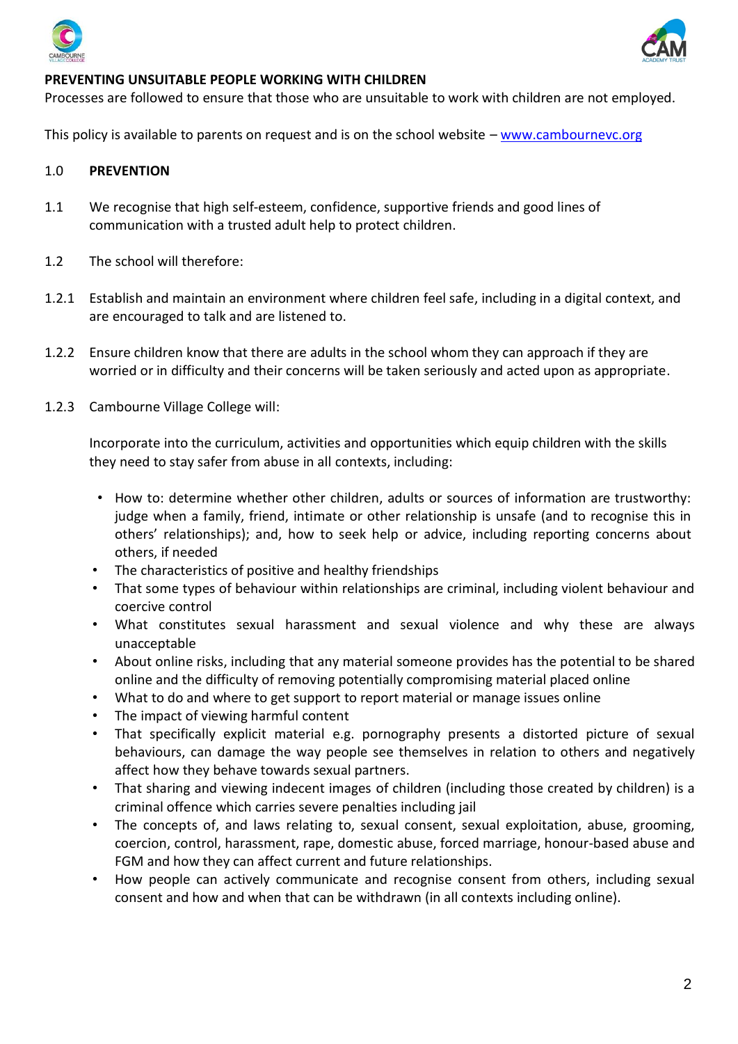**PREVENTING UNSUITABLE PEOPLE WORKING WITH CHILDREN**

Processes are followed to ensure that those who are unsuitable to work with children are not employed.

This policy is available to parents on request and is on the school website – [www.cambournevc.org](www.cambournevc.org)

## 1.0 PREVENTION

1.1 We recognise that high self-esteem, confidence, supportive friends and good lines of communication with a trusted adult help to protect children.

1.2 The school will therefore:

1.2.1 Establish and maintain an environment where children feel safe, including in a digital context, and are encouraged to talk and are listened to.

1.2.2 Ensure children know that there are adults in the school whom they can approach if they are worried or in difficulty and their concerns will be taken seriously and acted upon as appropriate.

1.2.3 Cambourne Village College will:

Incorporate into the curriculum, activities and opportunities which equip children with the skills they need to stay safer from abuse in all contexts, including:

- How to: determine whether other children, adults or sources of information are trustworthy: judge when a family, friend, intimate or other relationship is unsafe (and to recognise this in others' relationships); and, how to seek help or advice, including reporting concerns about others, if needed
- The characteristics of positive and healthy friendships
- That some types of behaviour within relationships are criminal, including violent behaviour and coercive control
- What constitutes sexual harassment and sexual violence and why these are always unacceptable
- About online risks, including that any material someone provides has the potential to be shared online and the difficulty of removing potentially compromising material placed online
- What to do and where to get support to report material or manage issues online
- The impact of viewing harmful content
- That specifically explicit material e.g. pornography presents a distorted picture of sexual behaviours, can damage the way people see themselves in relation to others and negatively affect how they behave towards sexual partners.
- That sharing and viewing indecent images of children (including those created by children) is a criminal offence which carries severe penalties including jail
- The concepts of, and laws relating to, sexual consent, sexual exploitation, abuse, grooming, coercion, control, harassment, rape, domestic abuse, forced marriage, honour-based abuse and FGM and how they can affect current and future relationships.
- How people can actively communicate and recognise consent from others, including sexual consent and how and when that can be withdrawn (in all contexts including online).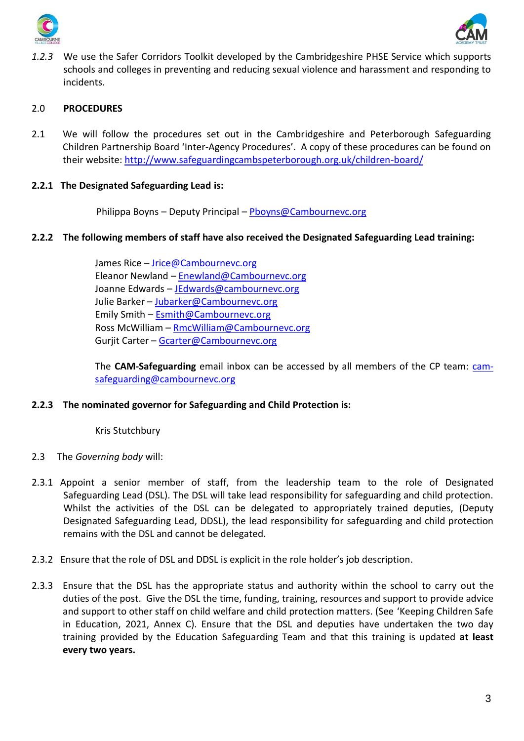*1.2.3* We use the Safer Corridors Toolkit developed by the Cambridgeshire PHSE Service which supports schools and colleges in preventing and reducing sexual violence and harassment and responding to incidents.

## 2.0 PROCEDURES

2.1 We will follow the procedures set out in the Cambridgeshire and Peterborough Safeguarding Children Partnership Board 'Inter-Agency Procedures'. A copy of these procedures can be found on their website: http://www.safeguardingcambspeterborough.org.uk/children-board/

**2.2.1 The Designated Safeguarding Lead is:**

Philippa Boyns – Deputy Principal – Pboyns@Cambournevc.org

**2.2.2 The following members of staff have also received the Designated Safeguarding Lead training:**

James Rice – Jrice@Cambournevc.org
Eleanor Newland – Enewland@Cambournevc.org
Joanne Edwards – JEdwards@cambournevc.org
Julie Barker – Jubarker@Cambournevc.org
Emily Smith – Esmith@Cambournevc.org
Ross McWilliam – RmcWilliam@Cambournevc.org
Gurjit Carter – Gcarter@Cambournevc.org

The **CAM-Safeguarding** email inbox can be accessed by all members of the CP team: cam-safeguarding@cambournevc.org

**2.2.3 The nominated governor for Safeguarding and Child Protection is:**

Kris Stutchbury

2.3 The *Governing body* will:

2.3.1 Appoint a senior member of staff, from the leadership team to the role of Designated Safeguarding Lead (DSL). The DSL will take lead responsibility for safeguarding and child protection. Whilst the activities of the DSL can be delegated to appropriately trained deputies, (Deputy Designated Safeguarding Lead, DDSL), the lead responsibility for safeguarding and child protection remains with the DSL and cannot be delegated.

2.3.2 Ensure that the role of DSL and DDSL is explicit in the role holder's job description.

2.3.3 Ensure that the DSL has the appropriate status and authority within the school to carry out the duties of the post. Give the DSL the time, funding, training, resources and support to provide advice and support to other staff on child welfare and child protection matters. (See 'Keeping Children Safe in Education, 2021, Annex C). Ensure that the DSL and deputies have undertaken the two day training provided by the Education Safeguarding Team and that this training is updated **at least every two years.**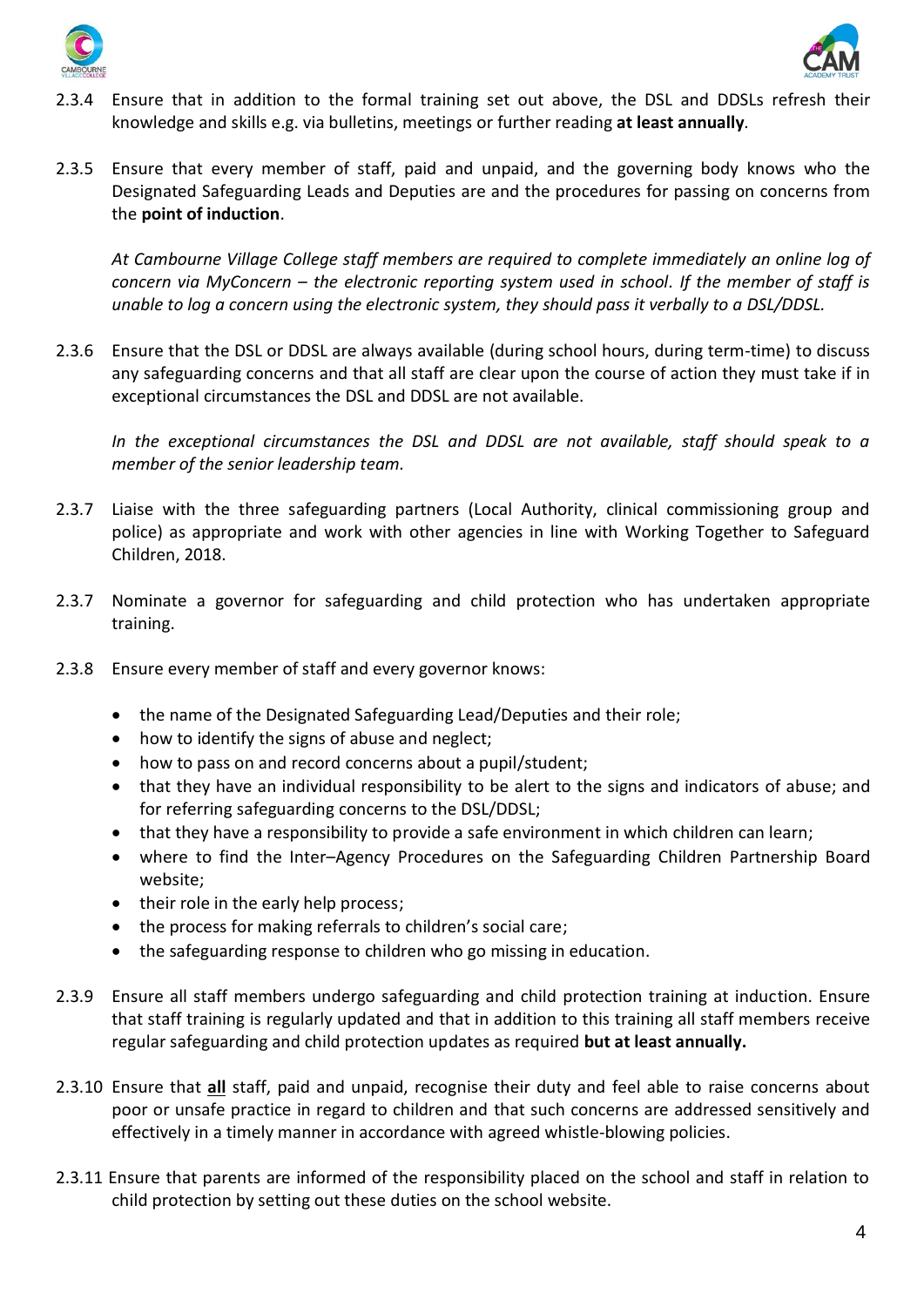2.3.4 Ensure that in addition to the formal training set out above, the DSL and DDSLs refresh their knowledge and skills e.g. via bulletins, meetings or further reading **at least annually**.

2.3.5 Ensure that every member of staff, paid and unpaid, and the governing body knows who the Designated Safeguarding Leads and Deputies are and the procedures for passing on concerns from the **point of induction**.

*At Cambourne Village College staff members are required to complete immediately an online log of concern via MyConcern – the electronic reporting system used in school. If the member of staff is unable to log a concern using the electronic system, they should pass it verbally to a DSL/DDSL.*

2.3.6 Ensure that the DSL or DDSL are always available (during school hours, during term-time) to discuss any safeguarding concerns and that all staff are clear upon the course of action they must take if in exceptional circumstances the DSL and DDSL are not available.

*In the exceptional circumstances the DSL and DDSL are not available, staff should speak to a member of the senior leadership team.*

2.3.7 Liaise with the three safeguarding partners (Local Authority, clinical commissioning group and police) as appropriate and work with other agencies in line with Working Together to Safeguard Children, 2018.

2.3.7 Nominate a governor for safeguarding and child protection who has undertaken appropriate training.

2.3.8 Ensure every member of staff and every governor knows:

- the name of the Designated Safeguarding Lead/Deputies and their role;
- how to identify the signs of abuse and neglect;
- how to pass on and record concerns about a pupil/student;
- that they have an individual responsibility to be alert to the signs and indicators of abuse; and for referring safeguarding concerns to the DSL/DDSL;
- that they have a responsibility to provide a safe environment in which children can learn;
- where to find the Inter–Agency Procedures on the Safeguarding Children Partnership Board website;
- their role in the early help process;
- the process for making referrals to children's social care;
- the safeguarding response to children who go missing in education.

2.3.9 Ensure all staff members undergo safeguarding and child protection training at induction. Ensure that staff training is regularly updated and that in addition to this training all staff members receive regular safeguarding and child protection updates as required **but at least annually.**

2.3.10 Ensure that **<u>all</u>** staff, paid and unpaid, recognise their duty and feel able to raise concerns about poor or unsafe practice in regard to children and that such concerns are addressed sensitively and effectively in a timely manner in accordance with agreed whistle-blowing policies.

2.3.11 Ensure that parents are informed of the responsibility placed on the school and staff in relation to child protection by setting out these duties on the school website.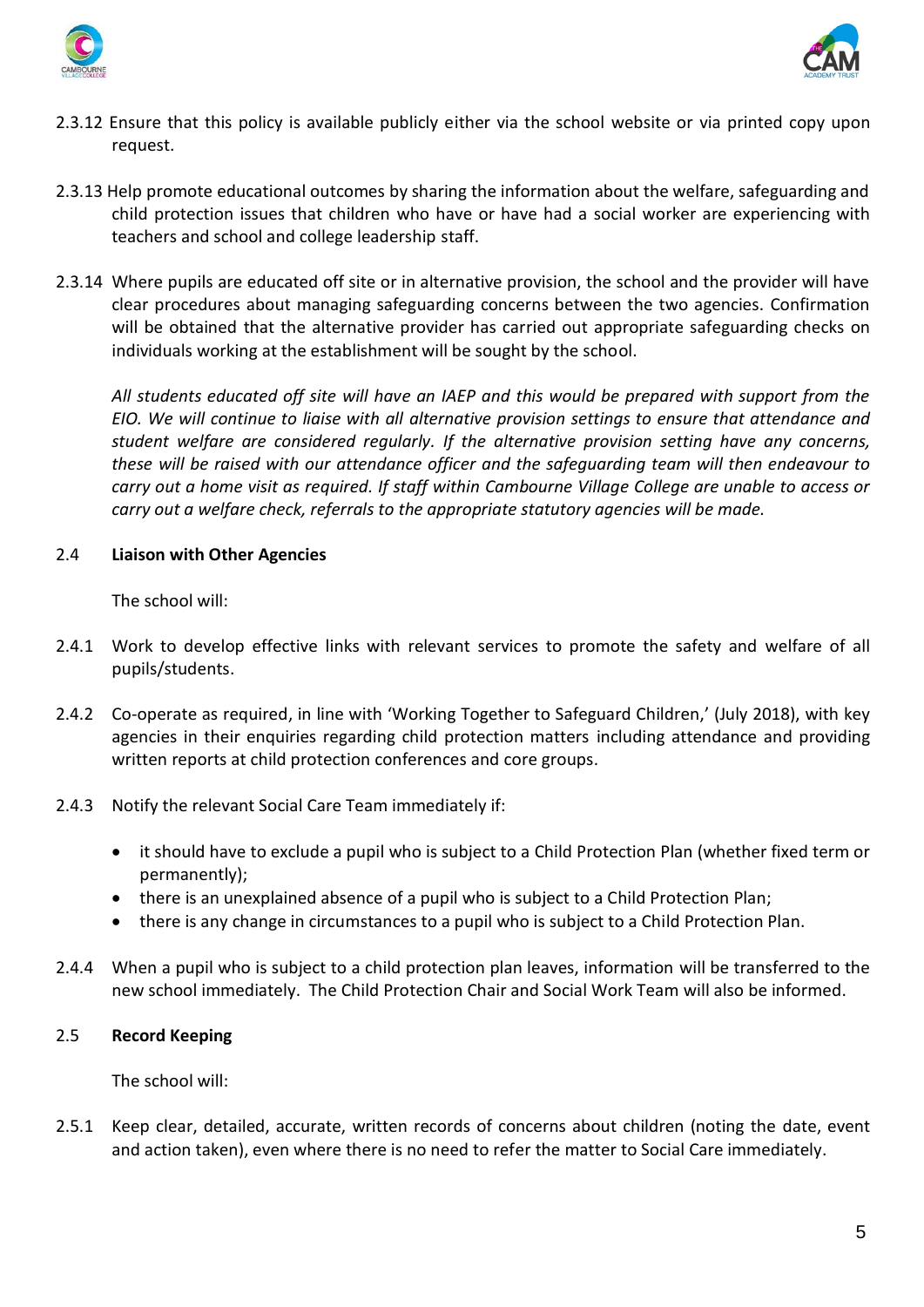2.3.12 Ensure that this policy is available publicly either via the school website or via printed copy upon request.

2.3.13 Help promote educational outcomes by sharing the information about the welfare, safeguarding and child protection issues that children who have or have had a social worker are experiencing with teachers and school and college leadership staff.

2.3.14 Where pupils are educated off site or in alternative provision, the school and the provider will have clear procedures about managing safeguarding concerns between the two agencies. Confirmation will be obtained that the alternative provider has carried out appropriate safeguarding checks on individuals working at the establishment will be sought by the school.

*All students educated off site will have an IAEP and this would be prepared with support from the EIO. We will continue to liaise with all alternative provision settings to ensure that attendance and student welfare are considered regularly. If the alternative provision setting have any concerns, these will be raised with our attendance officer and the safeguarding team will then endeavour to carry out a home visit as required. If staff within Cambourne Village College are unable to access or carry out a welfare check, referrals to the appropriate statutory agencies will be made.*

### 2.4 Liaison with Other Agencies

The school will:

2.4.1 Work to develop effective links with relevant services to promote the safety and welfare of all pupils/students.

2.4.2 Co-operate as required, in line with 'Working Together to Safeguard Children,' (July 2018), with key agencies in their enquiries regarding child protection matters including attendance and providing written reports at child protection conferences and core groups.

2.4.3 Notify the relevant Social Care Team immediately if:

- it should have to exclude a pupil who is subject to a Child Protection Plan (whether fixed term or permanently);
- there is an unexplained absence of a pupil who is subject to a Child Protection Plan;
- there is any change in circumstances to a pupil who is subject to a Child Protection Plan.

2.4.4 When a pupil who is subject to a child protection plan leaves, information will be transferred to the new school immediately. The Child Protection Chair and Social Work Team will also be informed.

### 2.5 Record Keeping

The school will:

2.5.1 Keep clear, detailed, accurate, written records of concerns about children (noting the date, event and action taken), even where there is no need to refer the matter to Social Care immediately.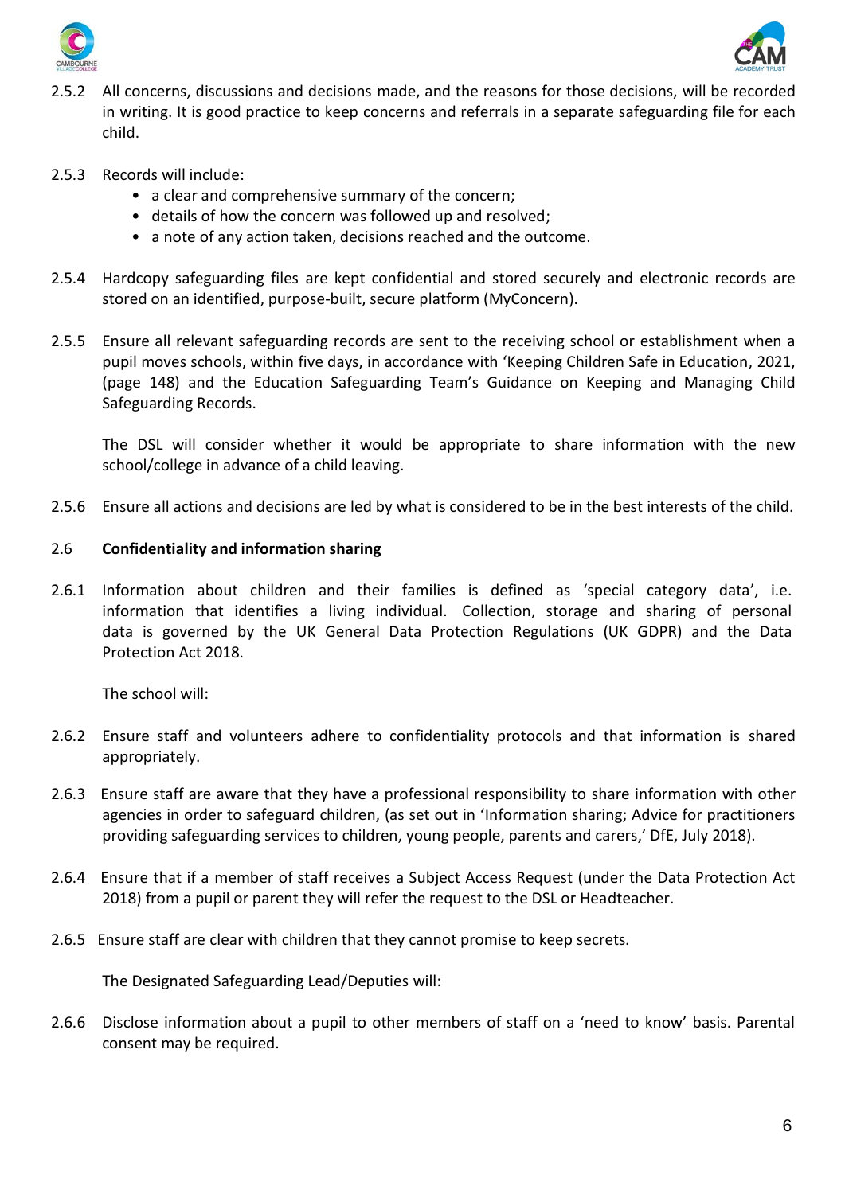2.5.2 All concerns, discussions and decisions made, and the reasons for those decisions, will be recorded in writing. It is good practice to keep concerns and referrals in a separate safeguarding file for each child.

2.5.3 Records will include:

- a clear and comprehensive summary of the concern;
- details of how the concern was followed up and resolved;
- a note of any action taken, decisions reached and the outcome.

2.5.4 Hardcopy safeguarding files are kept confidential and stored securely and electronic records are stored on an identified, purpose-built, secure platform (MyConcern).

2.5.5 Ensure all relevant safeguarding records are sent to the receiving school or establishment when a pupil moves schools, within five days, in accordance with 'Keeping Children Safe in Education, 2021, (page 148) and the Education Safeguarding Team's Guidance on Keeping and Managing Child Safeguarding Records.

The DSL will consider whether it would be appropriate to share information with the new school/college in advance of a child leaving.

2.5.6 Ensure all actions and decisions are led by what is considered to be in the best interests of the child.

## 2.6 **Confidentiality and information sharing**

2.6.1 Information about children and their families is defined as 'special category data', i.e. information that identifies a living individual. Collection, storage and sharing of personal data is governed by the UK General Data Protection Regulations (UK GDPR) and the Data Protection Act 2018.

The school will:

2.6.2 Ensure staff and volunteers adhere to confidentiality protocols and that information is shared appropriately.

2.6.3 Ensure staff are aware that they have a professional responsibility to share information with other agencies in order to safeguard children, (as set out in 'Information sharing; Advice for practitioners providing safeguarding services to children, young people, parents and carers,' DfE, July 2018).

2.6.4 Ensure that if a member of staff receives a Subject Access Request (under the Data Protection Act 2018) from a pupil or parent they will refer the request to the DSL or Headteacher.

2.6.5 Ensure staff are clear with children that they cannot promise to keep secrets.

The Designated Safeguarding Lead/Deputies will:

2.6.6 Disclose information about a pupil to other members of staff on a 'need to know' basis. Parental consent may be required.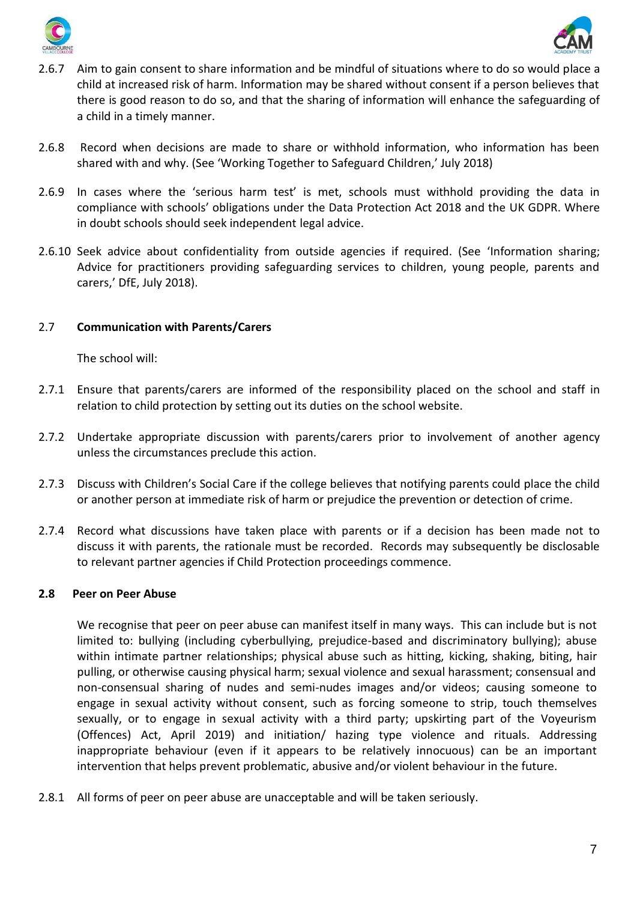2.6.7 Aim to gain consent to share information and be mindful of situations where to do so would place a child at increased risk of harm. Information may be shared without consent if a person believes that there is good reason to do so, and that the sharing of information will enhance the safeguarding of a child in a timely manner.

2.6.8 Record when decisions are made to share or withhold information, who information has been shared with and why. (See 'Working Together to Safeguard Children,' July 2018)

2.6.9 In cases where the 'serious harm test' is met, schools must withhold providing the data in compliance with schools' obligations under the Data Protection Act 2018 and the UK GDPR. Where in doubt schools should seek independent legal advice.

2.6.10 Seek advice about confidentiality from outside agencies if required. (See 'Information sharing; Advice for practitioners providing safeguarding services to children, young people, parents and carers,' DfE, July 2018).

## 2.7 **Communication with Parents/Carers**

The school will:

2.7.1 Ensure that parents/carers are informed of the responsibility placed on the school and staff in relation to child protection by setting out its duties on the school website.

2.7.2 Undertake appropriate discussion with parents/carers prior to involvement of another agency unless the circumstances preclude this action.

2.7.3 Discuss with Children's Social Care if the college believes that notifying parents could place the child or another person at immediate risk of harm or prejudice the prevention or detection of crime.

2.7.4 Record what discussions have taken place with parents or if a decision has been made not to discuss it with parents, the rationale must be recorded. Records may subsequently be disclosable to relevant partner agencies if Child Protection proceedings commence.

## **2.8 Peer on Peer Abuse**

We recognise that peer on peer abuse can manifest itself in many ways. This can include but is not limited to: bullying (including cyberbullying, prejudice-based and discriminatory bullying); abuse within intimate partner relationships; physical abuse such as hitting, kicking, shaking, biting, hair pulling, or otherwise causing physical harm; sexual violence and sexual harassment; consensual and non-consensual sharing of nudes and semi-nudes images and/or videos; causing someone to engage in sexual activity without consent, such as forcing someone to strip, touch themselves sexually, or to engage in sexual activity with a third party; upskirting part of the Voyeurism (Offences) Act, April 2019) and initiation/ hazing type violence and rituals. Addressing inappropriate behaviour (even if it appears to be relatively innocuous) can be an important intervention that helps prevent problematic, abusive and/or violent behaviour in the future.

2.8.1 All forms of peer on peer abuse are unacceptable and will be taken seriously.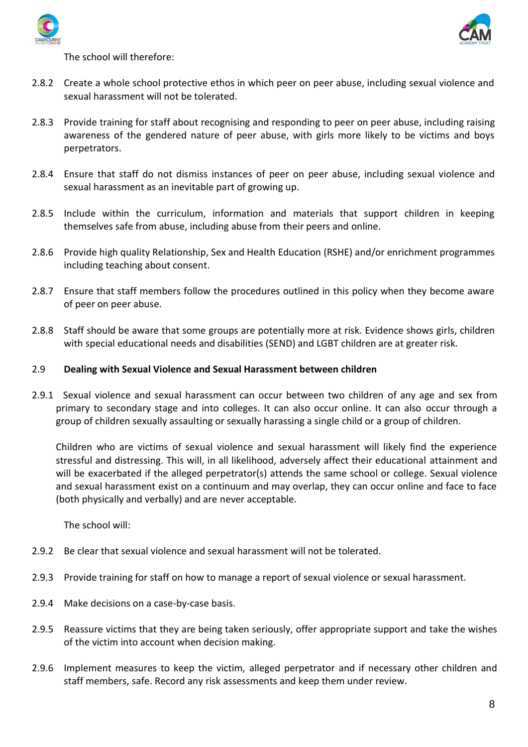The school will therefore:

2.8.2 Create a whole school protective ethos in which peer on peer abuse, including sexual violence and sexual harassment will not be tolerated.

2.8.3 Provide training for staff about recognising and responding to peer on peer abuse, including raising awareness of the gendered nature of peer abuse, with girls more likely to be victims and boys perpetrators.

2.8.4 Ensure that staff do not dismiss instances of peer on peer abuse, including sexual violence and sexual harassment as an inevitable part of growing up.

2.8.5 Include within the curriculum, information and materials that support children in keeping themselves safe from abuse, including abuse from their peers and online.

2.8.6 Provide high quality Relationship, Sex and Health Education (RSHE) and/or enrichment programmes including teaching about consent.

2.8.7 Ensure that staff members follow the procedures outlined in this policy when they become aware of peer on peer abuse.

2.8.8 Staff should be aware that some groups are potentially more at risk. Evidence shows girls, children with special educational needs and disabilities (SEND) and LGBT children are at greater risk.

2.9 **Dealing with Sexual Violence and Sexual Harassment between children**

2.9.1 Sexual violence and sexual harassment can occur between two children of any age and sex from primary to secondary stage and into colleges. It can also occur online. It can also occur through a group of children sexually assaulting or sexually harassing a single child or a group of children.

Children who are victims of sexual violence and sexual harassment will likely find the experience stressful and distressing. This will, in all likelihood, adversely affect their educational attainment and will be exacerbated if the alleged perpetrator(s) attends the same school or college. Sexual violence and sexual harassment exist on a continuum and may overlap, they can occur online and face to face (both physically and verbally) and are never acceptable.

The school will:

2.9.2 Be clear that sexual violence and sexual harassment will not be tolerated.

2.9.3 Provide training for staff on how to manage a report of sexual violence or sexual harassment.

2.9.4 Make decisions on a case-by-case basis.

2.9.5 Reassure victims that they are being taken seriously, offer appropriate support and take the wishes of the victim into account when decision making.

2.9.6 Implement measures to keep the victim, alleged perpetrator and if necessary other children and staff members, safe. Record any risk assessments and keep them under review.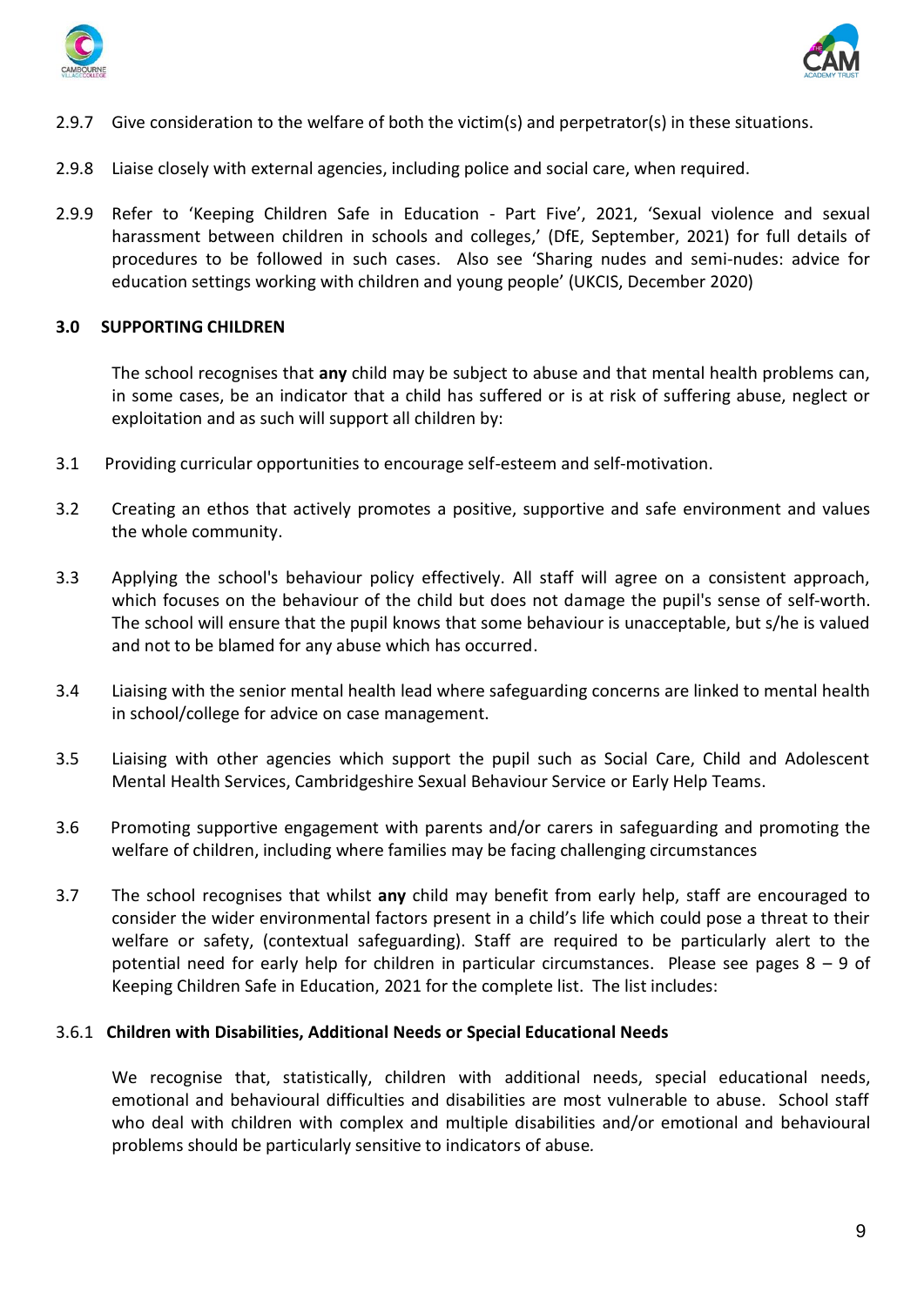2.9.7 Give consideration to the welfare of both the victim(s) and perpetrator(s) in these situations.

2.9.8 Liaise closely with external agencies, including police and social care, when required.

2.9.9 Refer to 'Keeping Children Safe in Education - Part Five', 2021, 'Sexual violence and sexual harassment between children in schools and colleges,' (DfE, September, 2021) for full details of procedures to be followed in such cases. Also see 'Sharing nudes and semi-nudes: advice for education settings working with children and young people' (UKCIS, December 2020)

## 3.0 SUPPORTING CHILDREN

The school recognises that **any** child may be subject to abuse and that mental health problems can, in some cases, be an indicator that a child has suffered or is at risk of suffering abuse, neglect or exploitation and as such will support all children by:

3.1 Providing curricular opportunities to encourage self-esteem and self-motivation.

3.2 Creating an ethos that actively promotes a positive, supportive and safe environment and values the whole community.

3.3 Applying the school's behaviour policy effectively. All staff will agree on a consistent approach, which focuses on the behaviour of the child but does not damage the pupil's sense of self-worth. The school will ensure that the pupil knows that some behaviour is unacceptable, but s/he is valued and not to be blamed for any abuse which has occurred.

3.4 Liaising with the senior mental health lead where safeguarding concerns are linked to mental health in school/college for advice on case management.

3.5 Liaising with other agencies which support the pupil such as Social Care, Child and Adolescent Mental Health Services, Cambridgeshire Sexual Behaviour Service or Early Help Teams.

3.6 Promoting supportive engagement with parents and/or carers in safeguarding and promoting the welfare of children, including where families may be facing challenging circumstances

3.7 The school recognises that whilst **any** child may benefit from early help, staff are encouraged to consider the wider environmental factors present in a child's life which could pose a threat to their welfare or safety, (contextual safeguarding). Staff are required to be particularly alert to the potential need for early help for children in particular circumstances. Please see pages 8 – 9 of Keeping Children Safe in Education, 2021 for the complete list. The list includes:

### 3.6.1 Children with Disabilities, Additional Needs or Special Educational Needs

We recognise that, statistically, children with additional needs, special educational needs, emotional and behavioural difficulties and disabilities are most vulnerable to abuse. School staff who deal with children with complex and multiple disabilities and/or emotional and behavioural problems should be particularly sensitive to indicators of abuse.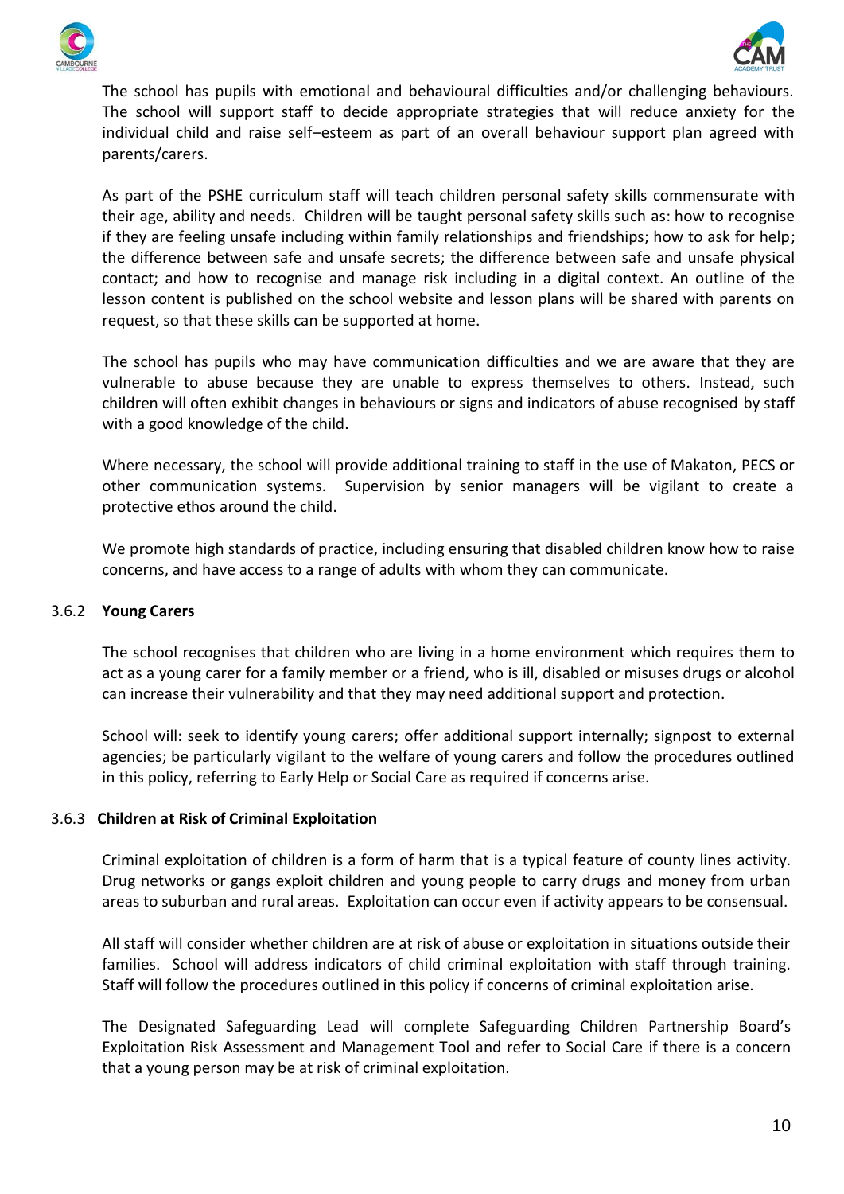The school has pupils with emotional and behavioural difficulties and/or challenging behaviours. The school will support staff to decide appropriate strategies that will reduce anxiety for the individual child and raise self–esteem as part of an overall behaviour support plan agreed with parents/carers.

As part of the PSHE curriculum staff will teach children personal safety skills commensurate with their age, ability and needs. Children will be taught personal safety skills such as: how to recognise if they are feeling unsafe including within family relationships and friendships; how to ask for help; the difference between safe and unsafe secrets; the difference between safe and unsafe physical contact; and how to recognise and manage risk including in a digital context. An outline of the lesson content is published on the school website and lesson plans will be shared with parents on request, so that these skills can be supported at home.

The school has pupils who may have communication difficulties and we are aware that they are vulnerable to abuse because they are unable to express themselves to others. Instead, such children will often exhibit changes in behaviours or signs and indicators of abuse recognised by staff with a good knowledge of the child.

Where necessary, the school will provide additional training to staff in the use of Makaton, PECS or other communication systems. Supervision by senior managers will be vigilant to create a protective ethos around the child.

We promote high standards of practice, including ensuring that disabled children know how to raise concerns, and have access to a range of adults with whom they can communicate.

### 3.6.2 Young Carers

The school recognises that children who are living in a home environment which requires them to act as a young carer for a family member or a friend, who is ill, disabled or misuses drugs or alcohol can increase their vulnerability and that they may need additional support and protection.

School will: seek to identify young carers; offer additional support internally; signpost to external agencies; be particularly vigilant to the welfare of young carers and follow the procedures outlined in this policy, referring to Early Help or Social Care as required if concerns arise.

### 3.6.3 Children at Risk of Criminal Exploitation

Criminal exploitation of children is a form of harm that is a typical feature of county lines activity. Drug networks or gangs exploit children and young people to carry drugs and money from urban areas to suburban and rural areas. Exploitation can occur even if activity appears to be consensual.

All staff will consider whether children are at risk of abuse or exploitation in situations outside their families. School will address indicators of child criminal exploitation with staff through training. Staff will follow the procedures outlined in this policy if concerns of criminal exploitation arise.

The Designated Safeguarding Lead will complete Safeguarding Children Partnership Board's Exploitation Risk Assessment and Management Tool and refer to Social Care if there is a concern that a young person may be at risk of criminal exploitation.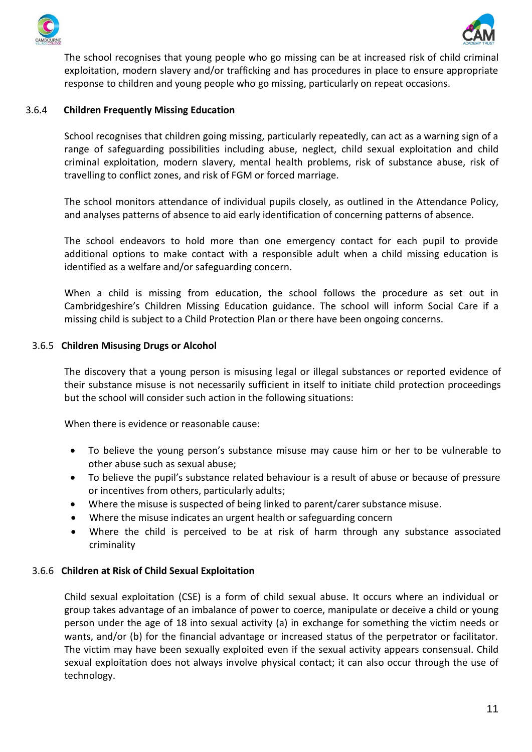The school recognises that young people who go missing can be at increased risk of child criminal exploitation, modern slavery and/or trafficking and has procedures in place to ensure appropriate response to children and young people who go missing, particularly on repeat occasions.

### 3.6.4 Children Frequently Missing Education

School recognises that children going missing, particularly repeatedly, can act as a warning sign of a range of safeguarding possibilities including abuse, neglect, child sexual exploitation and child criminal exploitation, modern slavery, mental health problems, risk of substance abuse, risk of travelling to conflict zones, and risk of FGM or forced marriage.

The school monitors attendance of individual pupils closely, as outlined in the Attendance Policy, and analyses patterns of absence to aid early identification of concerning patterns of absence.

The school endeavors to hold more than one emergency contact for each pupil to provide additional options to make contact with a responsible adult when a child missing education is identified as a welfare and/or safeguarding concern.

When a child is missing from education, the school follows the procedure as set out in Cambridgeshire's Children Missing Education guidance. The school will inform Social Care if a missing child is subject to a Child Protection Plan or there have been ongoing concerns.

### 3.6.5 Children Misusing Drugs or Alcohol

The discovery that a young person is misusing legal or illegal substances or reported evidence of their substance misuse is not necessarily sufficient in itself to initiate child protection proceedings but the school will consider such action in the following situations:

When there is evidence or reasonable cause:

- To believe the young person's substance misuse may cause him or her to be vulnerable to other abuse such as sexual abuse;
- To believe the pupil's substance related behaviour is a result of abuse or because of pressure or incentives from others, particularly adults;
- Where the misuse is suspected of being linked to parent/carer substance misuse.
- Where the misuse indicates an urgent health or safeguarding concern
- Where the child is perceived to be at risk of harm through any substance associated criminality

### 3.6.6 Children at Risk of Child Sexual Exploitation

Child sexual exploitation (CSE) is a form of child sexual abuse. It occurs where an individual or group takes advantage of an imbalance of power to coerce, manipulate or deceive a child or young person under the age of 18 into sexual activity (a) in exchange for something the victim needs or wants, and/or (b) for the financial advantage or increased status of the perpetrator or facilitator. The victim may have been sexually exploited even if the sexual activity appears consensual. Child sexual exploitation does not always involve physical contact; it can also occur through the use of technology.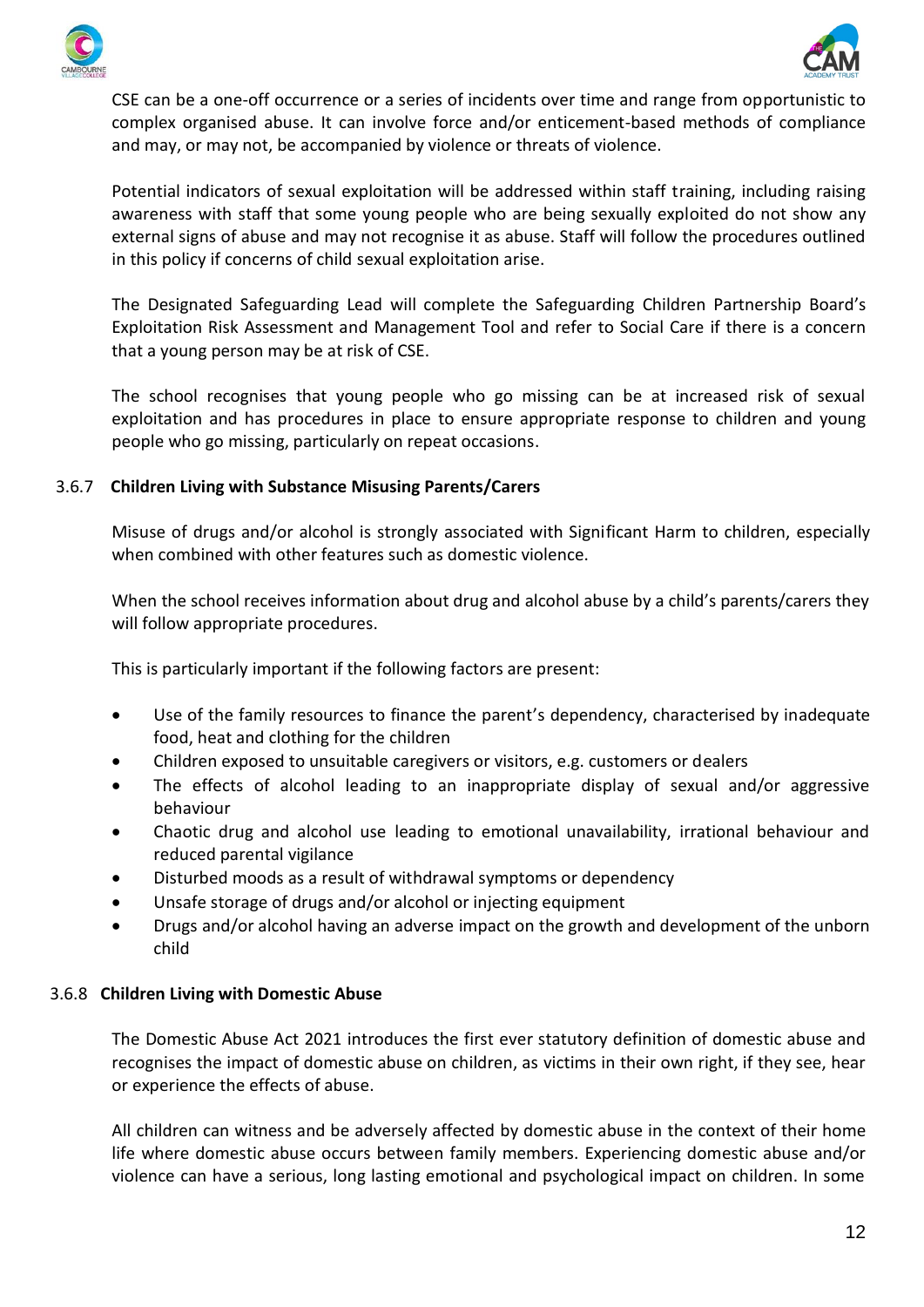CSE can be a one-off occurrence or a series of incidents over time and range from opportunistic to complex organised abuse. It can involve force and/or enticement-based methods of compliance and may, or may not, be accompanied by violence or threats of violence.

Potential indicators of sexual exploitation will be addressed within staff training, including raising awareness with staff that some young people who are being sexually exploited do not show any external signs of abuse and may not recognise it as abuse. Staff will follow the procedures outlined in this policy if concerns of child sexual exploitation arise.

The Designated Safeguarding Lead will complete the Safeguarding Children Partnership Board's Exploitation Risk Assessment and Management Tool and refer to Social Care if there is a concern that a young person may be at risk of CSE.

The school recognises that young people who go missing can be at increased risk of sexual exploitation and has procedures in place to ensure appropriate response to children and young people who go missing, particularly on repeat occasions.

### 3.6.7 Children Living with Substance Misusing Parents/Carers

Misuse of drugs and/or alcohol is strongly associated with Significant Harm to children, especially when combined with other features such as domestic violence.

When the school receives information about drug and alcohol abuse by a child's parents/carers they will follow appropriate procedures.

This is particularly important if the following factors are present:

- Use of the family resources to finance the parent's dependency, characterised by inadequate food, heat and clothing for the children
- Children exposed to unsuitable caregivers or visitors, e.g. customers or dealers
- The effects of alcohol leading to an inappropriate display of sexual and/or aggressive behaviour
- Chaotic drug and alcohol use leading to emotional unavailability, irrational behaviour and reduced parental vigilance
- Disturbed moods as a result of withdrawal symptoms or dependency
- Unsafe storage of drugs and/or alcohol or injecting equipment
- Drugs and/or alcohol having an adverse impact on the growth and development of the unborn child

### 3.6.8 Children Living with Domestic Abuse

The Domestic Abuse Act 2021 introduces the first ever statutory definition of domestic abuse and recognises the impact of domestic abuse on children, as victims in their own right, if they see, hear or experience the effects of abuse.

All children can witness and be adversely affected by domestic abuse in the context of their home life where domestic abuse occurs between family members. Experiencing domestic abuse and/or violence can have a serious, long lasting emotional and psychological impact on children. In some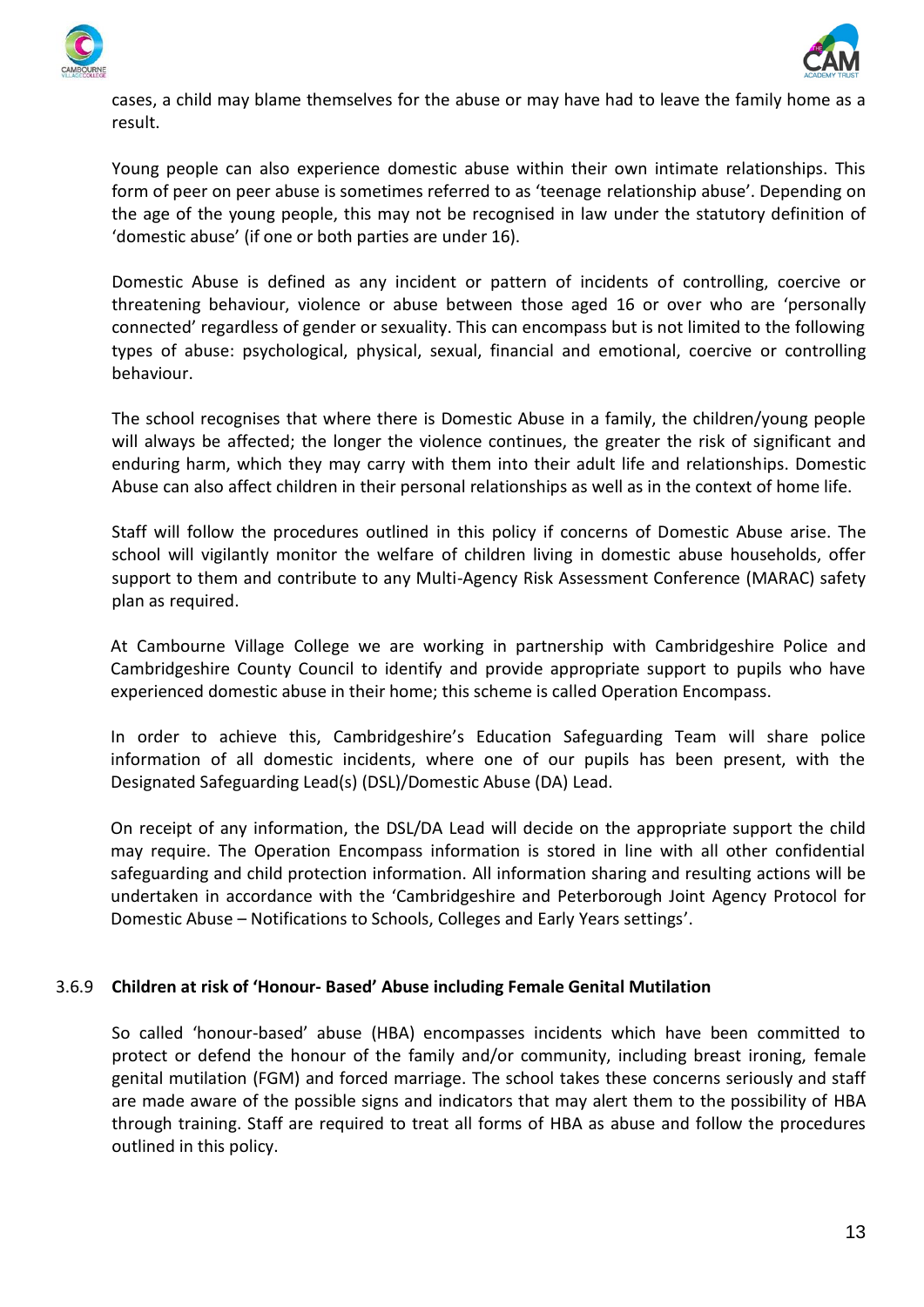cases, a child may blame themselves for the abuse or may have had to leave the family home as a result.

Young people can also experience domestic abuse within their own intimate relationships. This form of peer on peer abuse is sometimes referred to as 'teenage relationship abuse'. Depending on the age of the young people, this may not be recognised in law under the statutory definition of 'domestic abuse' (if one or both parties are under 16).

Domestic Abuse is defined as any incident or pattern of incidents of controlling, coercive or threatening behaviour, violence or abuse between those aged 16 or over who are 'personally connected' regardless of gender or sexuality. This can encompass but is not limited to the following types of abuse: psychological, physical, sexual, financial and emotional, coercive or controlling behaviour.

The school recognises that where there is Domestic Abuse in a family, the children/young people will always be affected; the longer the violence continues, the greater the risk of significant and enduring harm, which they may carry with them into their adult life and relationships. Domestic Abuse can also affect children in their personal relationships as well as in the context of home life.

Staff will follow the procedures outlined in this policy if concerns of Domestic Abuse arise. The school will vigilantly monitor the welfare of children living in domestic abuse households, offer support to them and contribute to any Multi-Agency Risk Assessment Conference (MARAC) safety plan as required.

At Cambourne Village College we are working in partnership with Cambridgeshire Police and Cambridgeshire County Council to identify and provide appropriate support to pupils who have experienced domestic abuse in their home; this scheme is called Operation Encompass.

In order to achieve this, Cambridgeshire's Education Safeguarding Team will share police information of all domestic incidents, where one of our pupils has been present, with the Designated Safeguarding Lead(s) (DSL)/Domestic Abuse (DA) Lead.

On receipt of any information, the DSL/DA Lead will decide on the appropriate support the child may require. The Operation Encompass information is stored in line with all other confidential safeguarding and child protection information. All information sharing and resulting actions will be undertaken in accordance with the 'Cambridgeshire and Peterborough Joint Agency Protocol for Domestic Abuse – Notifications to Schools, Colleges and Early Years settings'.

### 3.6.9 Children at risk of 'Honour- Based' Abuse including Female Genital Mutilation

So called 'honour-based' abuse (HBA) encompasses incidents which have been committed to protect or defend the honour of the family and/or community, including breast ironing, female genital mutilation (FGM) and forced marriage. The school takes these concerns seriously and staff are made aware of the possible signs and indicators that may alert them to the possibility of HBA through training. Staff are required to treat all forms of HBA as abuse and follow the procedures outlined in this policy.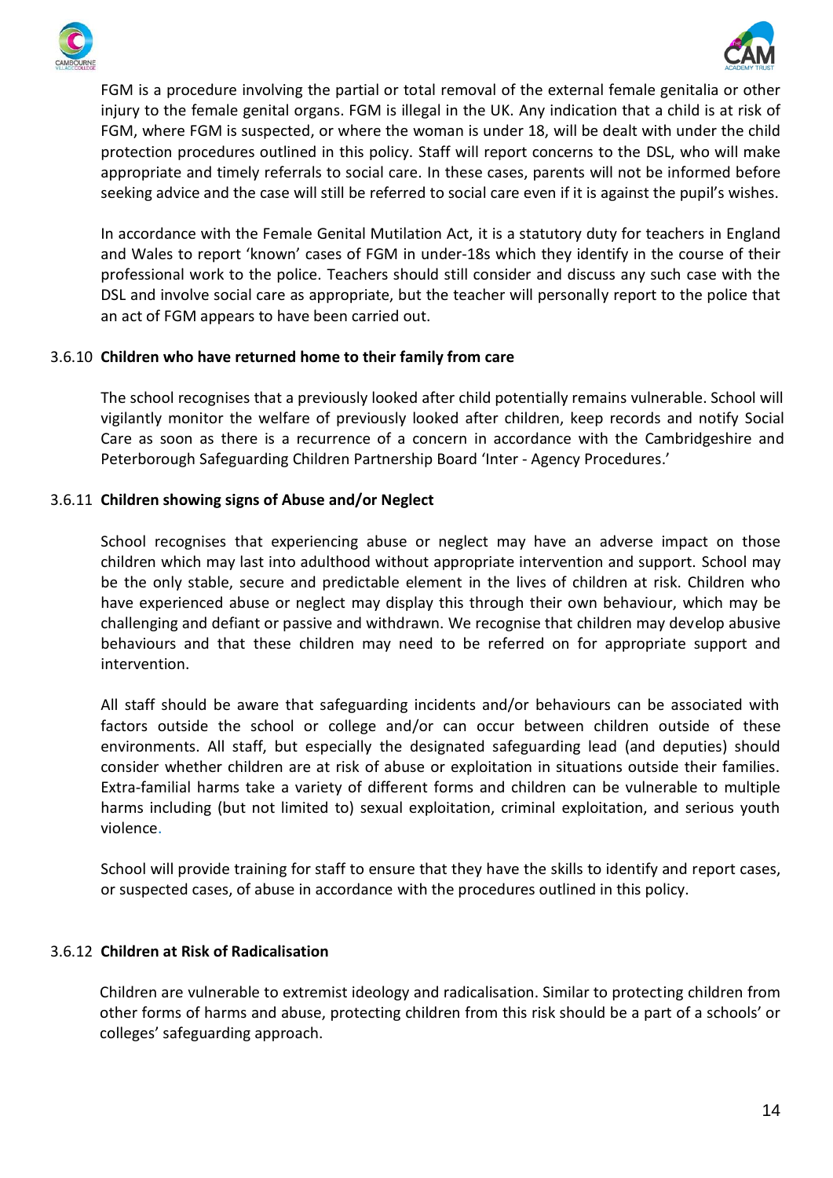FGM is a procedure involving the partial or total removal of the external female genitalia or other injury to the female genital organs. FGM is illegal in the UK. Any indication that a child is at risk of FGM, where FGM is suspected, or where the woman is under 18, will be dealt with under the child protection procedures outlined in this policy. Staff will report concerns to the DSL, who will make appropriate and timely referrals to social care. In these cases, parents will not be informed before seeking advice and the case will still be referred to social care even if it is against the pupil's wishes.

In accordance with the Female Genital Mutilation Act, it is a statutory duty for teachers in England and Wales to report 'known' cases of FGM in under-18s which they identify in the course of their professional work to the police. Teachers should still consider and discuss any such case with the DSL and involve social care as appropriate, but the teacher will personally report to the police that an act of FGM appears to have been carried out.

3.6.10 **Children who have returned home to their family from care**

The school recognises that a previously looked after child potentially remains vulnerable. School will vigilantly monitor the welfare of previously looked after children, keep records and notify Social Care as soon as there is a recurrence of a concern in accordance with the Cambridgeshire and Peterborough Safeguarding Children Partnership Board 'Inter - Agency Procedures.'

3.6.11 **Children showing signs of Abuse and/or Neglect**

School recognises that experiencing abuse or neglect may have an adverse impact on those children which may last into adulthood without appropriate intervention and support. School may be the only stable, secure and predictable element in the lives of children at risk. Children who have experienced abuse or neglect may display this through their own behaviour, which may be challenging and defiant or passive and withdrawn. We recognise that children may develop abusive behaviours and that these children may need to be referred on for appropriate support and intervention.

All staff should be aware that safeguarding incidents and/or behaviours can be associated with factors outside the school or college and/or can occur between children outside of these environments. All staff, but especially the designated safeguarding lead (and deputies) should consider whether children are at risk of abuse or exploitation in situations outside their families. Extra-familial harms take a variety of different forms and children can be vulnerable to multiple harms including (but not limited to) sexual exploitation, criminal exploitation, and serious youth violence.

School will provide training for staff to ensure that they have the skills to identify and report cases, or suspected cases, of abuse in accordance with the procedures outlined in this policy.

3.6.12 **Children at Risk of Radicalisation**

Children are vulnerable to extremist ideology and radicalisation. Similar to protecting children from other forms of harms and abuse, protecting children from this risk should be a part of a schools' or colleges' safeguarding approach.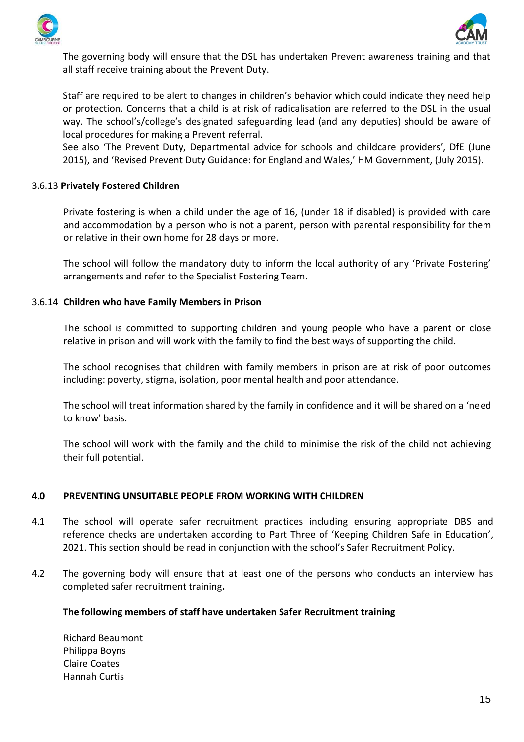The governing body will ensure that the DSL has undertaken Prevent awareness training and that all staff receive training about the Prevent Duty.

Staff are required to be alert to changes in children's behavior which could indicate they need help or protection. Concerns that a child is at risk of radicalisation are referred to the DSL in the usual way. The school's/college's designated safeguarding lead (and any deputies) should be aware of local procedures for making a Prevent referral.
See also 'The Prevent Duty, Departmental advice for schools and childcare providers', DfE (June 2015), and 'Revised Prevent Duty Guidance: for England and Wales,' HM Government, (July 2015).

3.6.13 **Privately Fostered Children**

Private fostering is when a child under the age of 16, (under 18 if disabled) is provided with care and accommodation by a person who is not a parent, person with parental responsibility for them or relative in their own home for 28 days or more.

The school will follow the mandatory duty to inform the local authority of any 'Private Fostering' arrangements and refer to the Specialist Fostering Team.

3.6.14 **Children who have Family Members in Prison**

The school is committed to supporting children and young people who have a parent or close relative in prison and will work with the family to find the best ways of supporting the child.

The school recognises that children with family members in prison are at risk of poor outcomes including: poverty, stigma, isolation, poor mental health and poor attendance.

The school will treat information shared by the family in confidence and it will be shared on a 'need to know' basis.

The school will work with the family and the child to minimise the risk of the child not achieving their full potential.

## 4.0 PREVENTING UNSUITABLE PEOPLE FROM WORKING WITH CHILDREN

4.1 The school will operate safer recruitment practices including ensuring appropriate DBS and reference checks are undertaken according to Part Three of 'Keeping Children Safe in Education', 2021. This section should be read in conjunction with the school's Safer Recruitment Policy.

4.2 The governing body will ensure that at least one of the persons who conducts an interview has completed safer recruitment training**.**

**The following members of staff have undertaken Safer Recruitment training**

Richard Beaumont
Philippa Boyns
Claire Coates
Hannah Curtis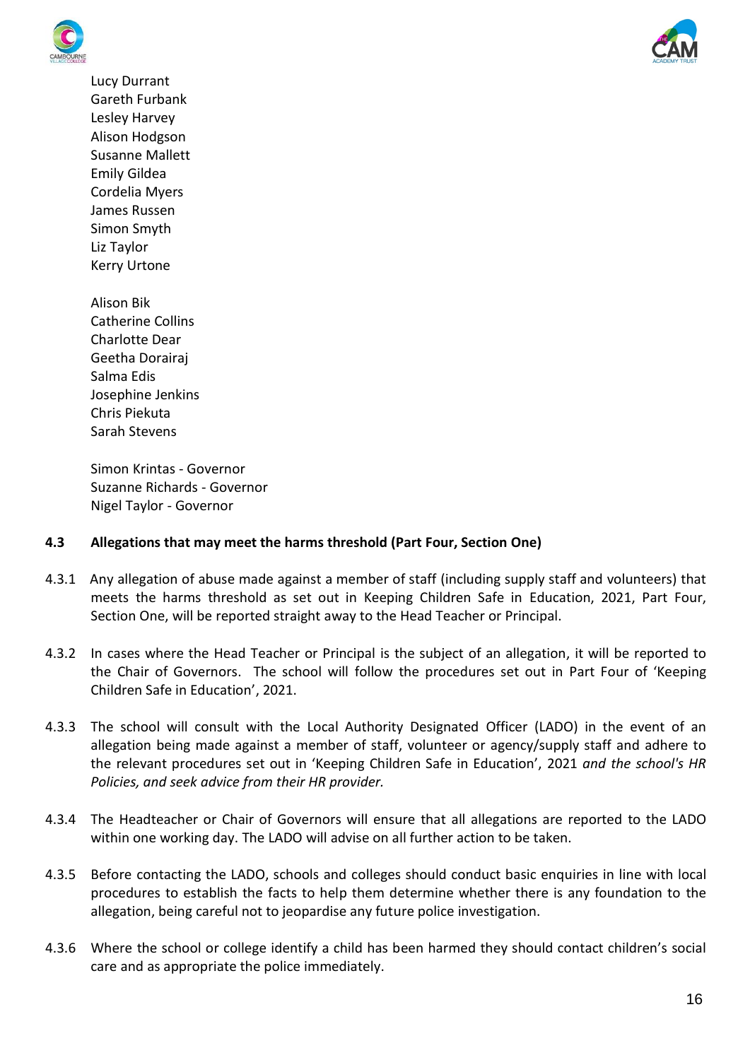Lucy Durrant
Gareth Furbank
Lesley Harvey
Alison Hodgson
Susanne Mallett
Emily Gildea
Cordelia Myers
James Russen
Simon Smyth
Liz Taylor
Kerry Urtone

Alison Bik
Catherine Collins
Charlotte Dear
Geetha Dorairaj
Salma Edis
Josephine Jenkins
Chris Piekuta
Sarah Stevens

Simon Krintas - Governor
Suzanne Richards - Governor
Nigel Taylor - Governor

### 4.3 Allegations that may meet the harms threshold (Part Four, Section One)

4.3.1 Any allegation of abuse made against a member of staff (including supply staff and volunteers) that meets the harms threshold as set out in Keeping Children Safe in Education, 2021, Part Four, Section One, will be reported straight away to the Head Teacher or Principal.

4.3.2 In cases where the Head Teacher or Principal is the subject of an allegation, it will be reported to the Chair of Governors. The school will follow the procedures set out in Part Four of 'Keeping Children Safe in Education', 2021.

4.3.3 The school will consult with the Local Authority Designated Officer (LADO) in the event of an allegation being made against a member of staff, volunteer or agency/supply staff and adhere to the relevant procedures set out in 'Keeping Children Safe in Education', 2021 *and the school's HR Policies, and seek advice from their HR provider.*

4.3.4 The Headteacher or Chair of Governors will ensure that all allegations are reported to the LADO within one working day. The LADO will advise on all further action to be taken.

4.3.5 Before contacting the LADO, schools and colleges should conduct basic enquiries in line with local procedures to establish the facts to help them determine whether there is any foundation to the allegation, being careful not to jeopardise any future police investigation.

4.3.6 Where the school or college identify a child has been harmed they should contact children's social care and as appropriate the police immediately.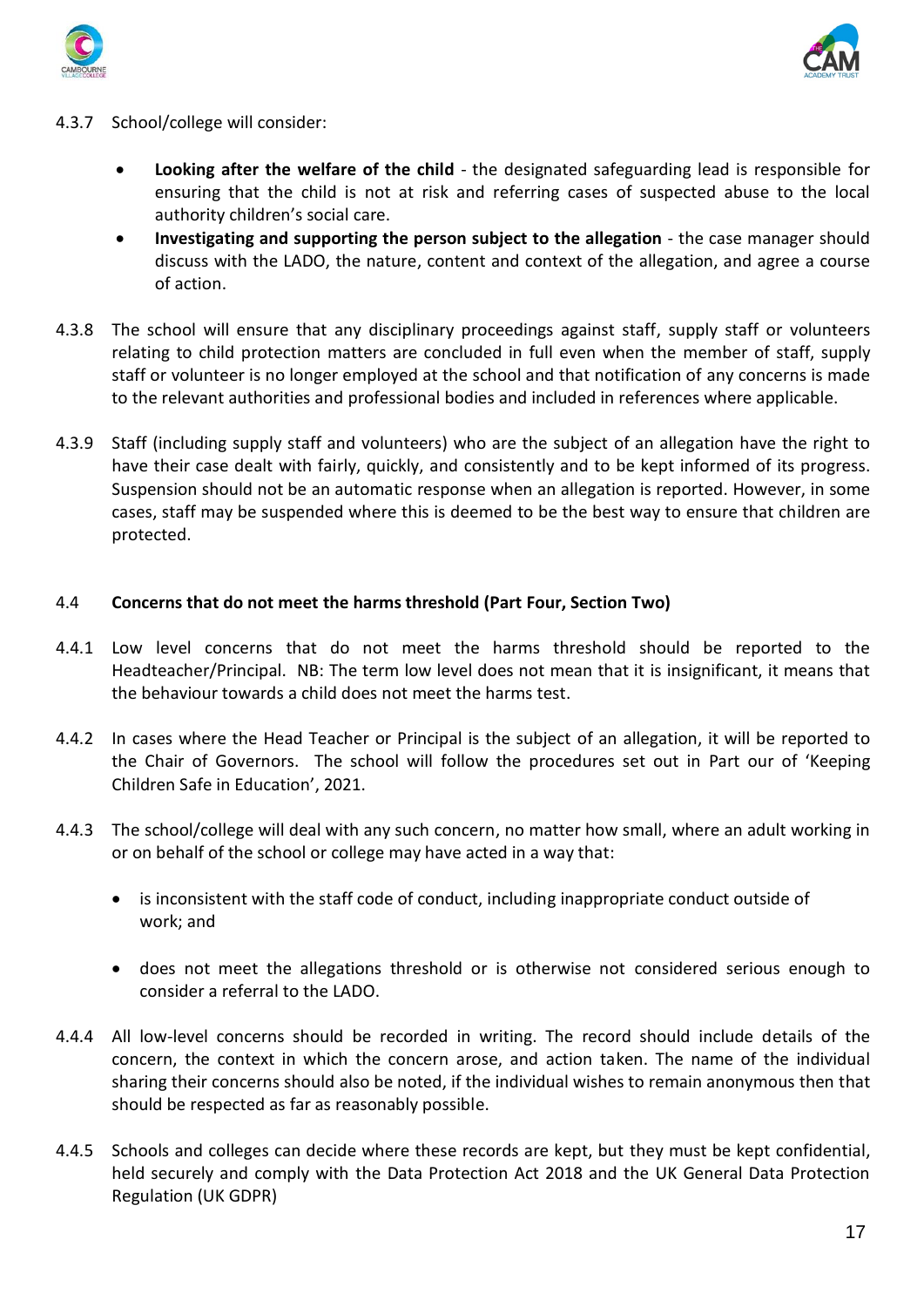4.3.7 School/college will consider:

- **Looking after the welfare of the child** - the designated safeguarding lead is responsible for ensuring that the child is not at risk and referring cases of suspected abuse to the local authority children's social care.
- **Investigating and supporting the person subject to the allegation** - the case manager should discuss with the LADO, the nature, content and context of the allegation, and agree a course of action.

4.3.8 The school will ensure that any disciplinary proceedings against staff, supply staff or volunteers relating to child protection matters are concluded in full even when the member of staff, supply staff or volunteer is no longer employed at the school and that notification of any concerns is made to the relevant authorities and professional bodies and included in references where applicable.

4.3.9 Staff (including supply staff and volunteers) who are the subject of an allegation have the right to have their case dealt with fairly, quickly, and consistently and to be kept informed of its progress. Suspension should not be an automatic response when an allegation is reported. However, in some cases, staff may be suspended where this is deemed to be the best way to ensure that children are protected.

#### 4.4 Concerns that do not meet the harms threshold (Part Four, Section Two)

4.4.1 Low level concerns that do not meet the harms threshold should be reported to the Headteacher/Principal. NB: The term low level does not mean that it is insignificant, it means that the behaviour towards a child does not meet the harms test.

4.4.2 In cases where the Head Teacher or Principal is the subject of an allegation, it will be reported to the Chair of Governors. The school will follow the procedures set out in Part our of 'Keeping Children Safe in Education', 2021.

4.4.3 The school/college will deal with any such concern, no matter how small, where an adult working in or on behalf of the school or college may have acted in a way that:

- is inconsistent with the staff code of conduct, including inappropriate conduct outside of work; and
- does not meet the allegations threshold or is otherwise not considered serious enough to consider a referral to the LADO.

4.4.4 All low-level concerns should be recorded in writing. The record should include details of the concern, the context in which the concern arose, and action taken. The name of the individual sharing their concerns should also be noted, if the individual wishes to remain anonymous then that should be respected as far as reasonably possible.

4.4.5 Schools and colleges can decide where these records are kept, but they must be kept confidential, held securely and comply with the Data Protection Act 2018 and the UK General Data Protection Regulation (UK GDPR)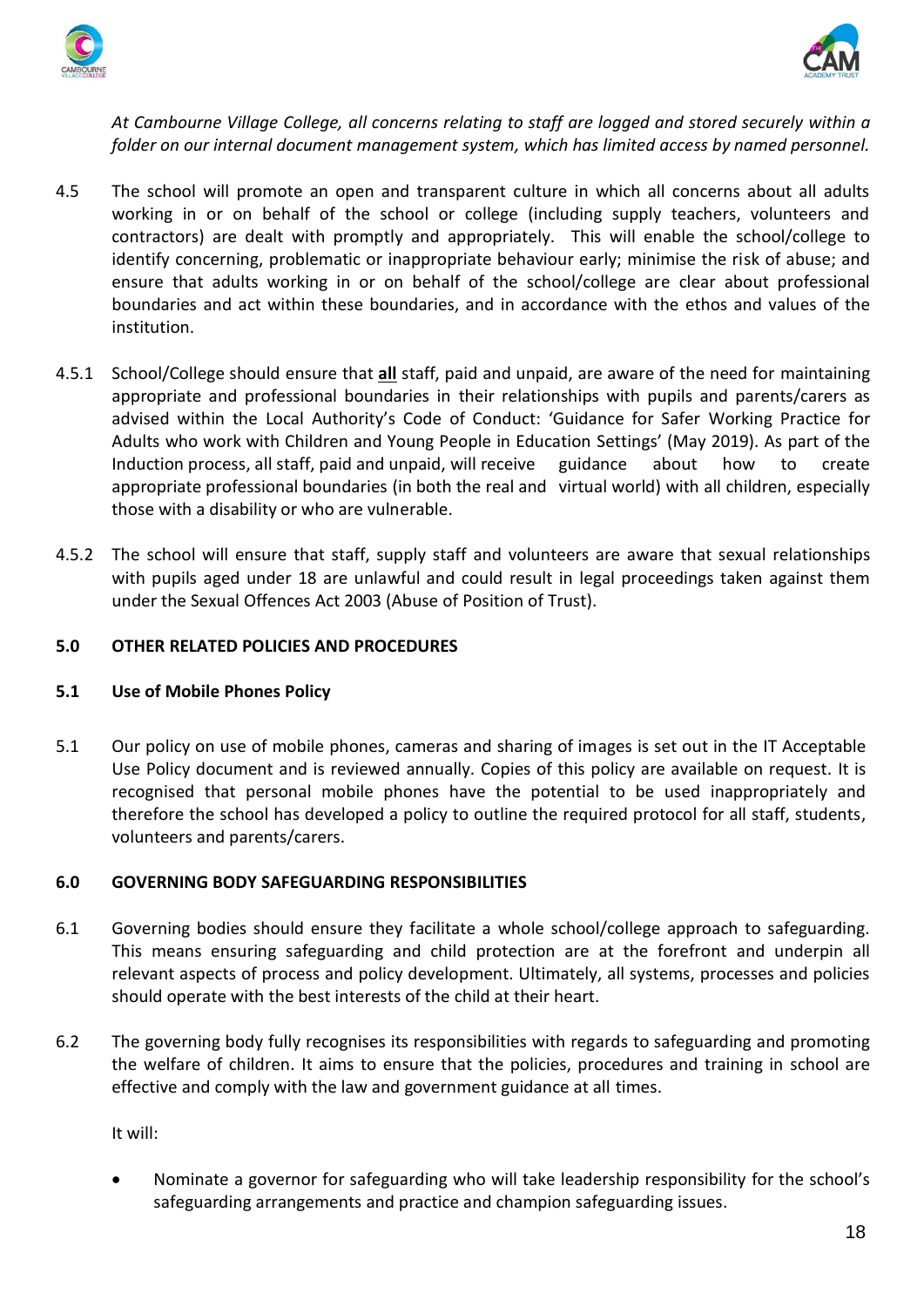*At Cambourne Village College, all concerns relating to staff are logged and stored securely within a folder on our internal document management system, which has limited access by named personnel.*

4.5 The school will promote an open and transparent culture in which all concerns about all adults working in or on behalf of the school or college (including supply teachers, volunteers and contractors) are dealt with promptly and appropriately. This will enable the school/college to identify concerning, problematic or inappropriate behaviour early; minimise the risk of abuse; and ensure that adults working in or on behalf of the school/college are clear about professional boundaries and act within these boundaries, and in accordance with the ethos and values of the institution.

4.5.1 School/College should ensure that **all** staff, paid and unpaid, are aware of the need for maintaining appropriate and professional boundaries in their relationships with pupils and parents/carers as advised within the Local Authority's Code of Conduct: 'Guidance for Safer Working Practice for Adults who work with Children and Young People in Education Settings' (May 2019). As part of the Induction process, all staff, paid and unpaid, will receive guidance about how to create appropriate professional boundaries (in both the real and virtual world) with all children, especially those with a disability or who are vulnerable.

4.5.2 The school will ensure that staff, supply staff and volunteers are aware that sexual relationships with pupils aged under 18 are unlawful and could result in legal proceedings taken against them under the Sexual Offences Act 2003 (Abuse of Position of Trust).

## 5.0 OTHER RELATED POLICIES AND PROCEDURES

### 5.1 Use of Mobile Phones Policy

5.1 Our policy on use of mobile phones, cameras and sharing of images is set out in the IT Acceptable Use Policy document and is reviewed annually. Copies of this policy are available on request. It is recognised that personal mobile phones have the potential to be used inappropriately and therefore the school has developed a policy to outline the required protocol for all staff, students, volunteers and parents/carers.

## 6.0 GOVERNING BODY SAFEGUARDING RESPONSIBILITIES

6.1 Governing bodies should ensure they facilitate a whole school/college approach to safeguarding. This means ensuring safeguarding and child protection are at the forefront and underpin all relevant aspects of process and policy development. Ultimately, all systems, processes and policies should operate with the best interests of the child at their heart.

6.2 The governing body fully recognises its responsibilities with regards to safeguarding and promoting the welfare of children. It aims to ensure that the policies, procedures and training in school are effective and comply with the law and government guidance at all times.

It will:

- Nominate a governor for safeguarding who will take leadership responsibility for the school's safeguarding arrangements and practice and champion safeguarding issues.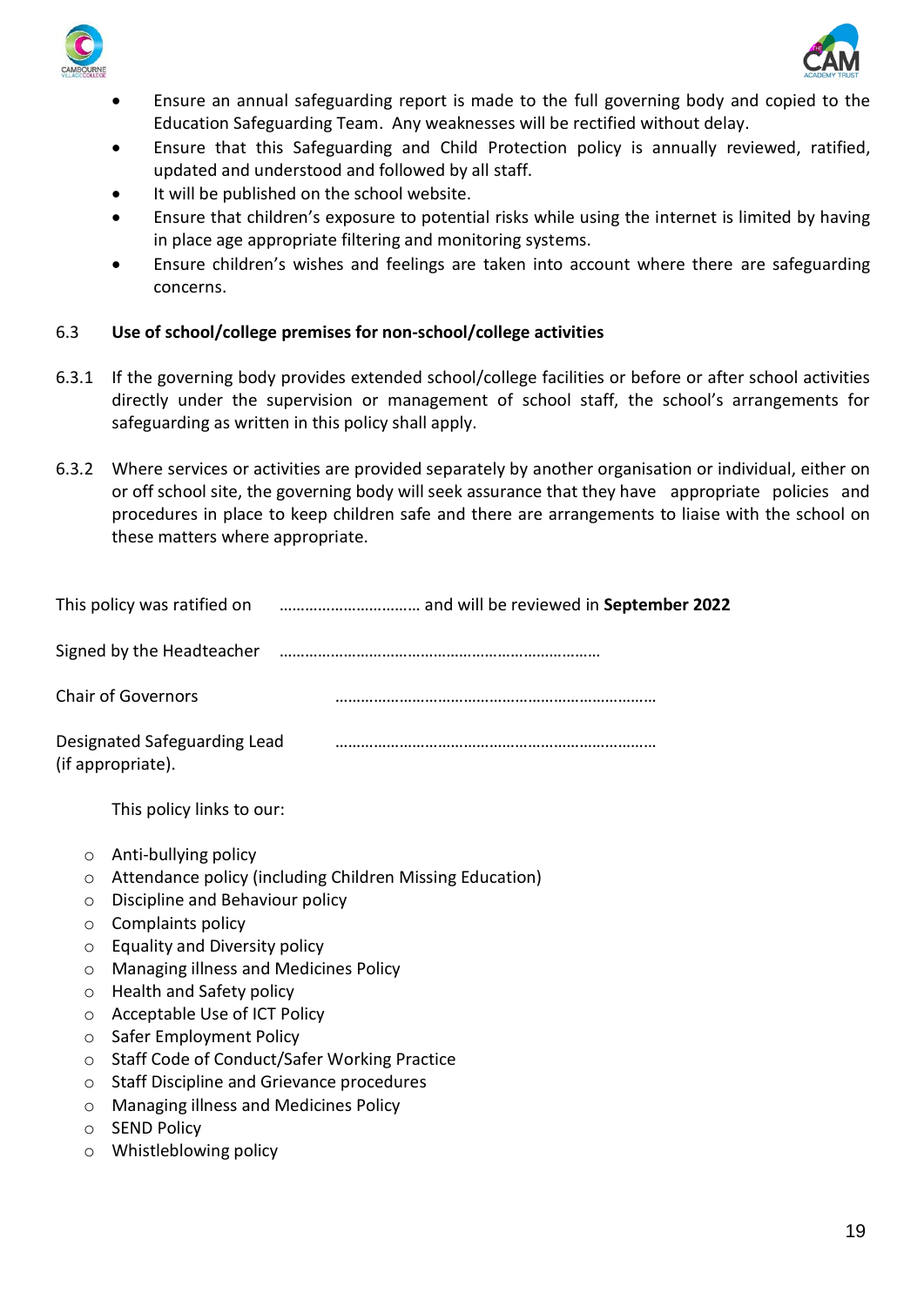- Ensure an annual safeguarding report is made to the full governing body and copied to the Education Safeguarding Team. Any weaknesses will be rectified without delay.
- Ensure that this Safeguarding and Child Protection policy is annually reviewed, ratified, updated and understood and followed by all staff.
- It will be published on the school website.
- Ensure that children's exposure to potential risks while using the internet is limited by having in place age appropriate filtering and monitoring systems.
- Ensure children's wishes and feelings are taken into account where there are safeguarding concerns.

6.3 **Use of school/college premises for non-school/college activities**

6.3.1 If the governing body provides extended school/college facilities or before or after school activities directly under the supervision or management of school staff, the school's arrangements for safeguarding as written in this policy shall apply.

6.3.2 Where services or activities are provided separately by another organisation or individual, either on or off school site, the governing body will seek assurance that they have appropriate policies and procedures in place to keep children safe and there are arrangements to liaise with the school on these matters where appropriate.

This policy was ratified on ………………………… and will be reviewed in **September 2022**

Signed by the Headteacher ………………………………………………………………

Chair of Governors ………………………………………………………………

Designated Safeguarding Lead (if appropriate). ………………………………………………………………

This policy links to our:

- Anti-bullying policy
- Attendance policy (including Children Missing Education)
- Discipline and Behaviour policy
- Complaints policy
- Equality and Diversity policy
- Managing illness and Medicines Policy
- Health and Safety policy
- Acceptable Use of ICT Policy
- Safer Employment Policy
- Staff Code of Conduct/Safer Working Practice
- Staff Discipline and Grievance procedures
- Managing illness and Medicines Policy
- SEND Policy
- Whistleblowing policy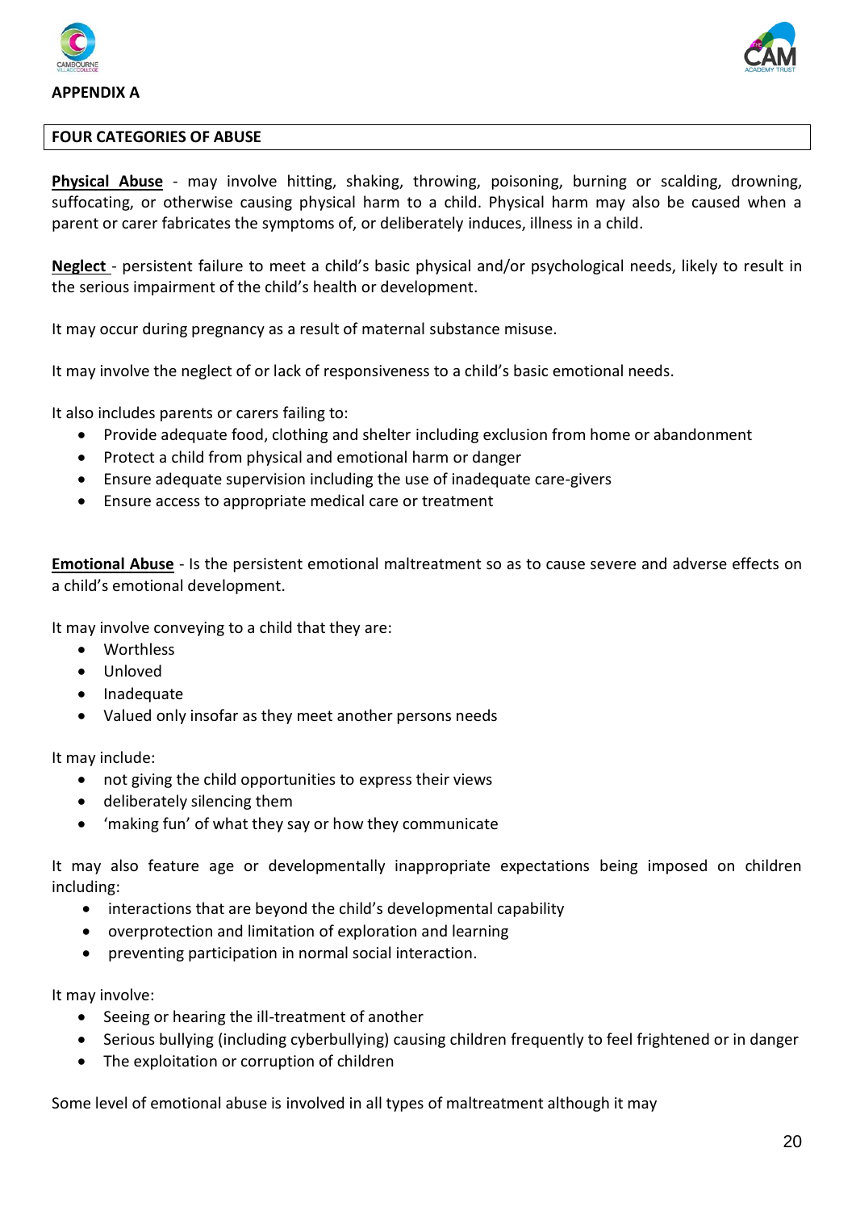**APPENDIX A**

**FOUR CATEGORIES OF ABUSE**

**Physical Abuse** - may involve hitting, shaking, throwing, poisoning, burning or scalding, drowning, suffocating, or otherwise causing physical harm to a child. Physical harm may also be caused when a parent or carer fabricates the symptoms of, or deliberately induces, illness in a child.

**Neglect** - persistent failure to meet a child's basic physical and/or psychological needs, likely to result in the serious impairment of the child's health or development.

It may occur during pregnancy as a result of maternal substance misuse.

It may involve the neglect of or lack of responsiveness to a child's basic emotional needs.

It also includes parents or carers failing to:

- Provide adequate food, clothing and shelter including exclusion from home or abandonment
- Protect a child from physical and emotional harm or danger
- Ensure adequate supervision including the use of inadequate care-givers
- Ensure access to appropriate medical care or treatment

**Emotional Abuse** - Is the persistent emotional maltreatment so as to cause severe and adverse effects on a child's emotional development.

It may involve conveying to a child that they are:

- Worthless
- Unloved
- Inadequate
- Valued only insofar as they meet another persons needs

It may include:

- not giving the child opportunities to express their views
- deliberately silencing them
- 'making fun' of what they say or how they communicate

It may also feature age or developmentally inappropriate expectations being imposed on children including:

- interactions that are beyond the child's developmental capability
- overprotection and limitation of exploration and learning
- preventing participation in normal social interaction.

It may involve:

- Seeing or hearing the ill-treatment of another
- Serious bullying (including cyberbullying) causing children frequently to feel frightened or in danger
- The exploitation or corruption of children

Some level of emotional abuse is involved in all types of maltreatment although it may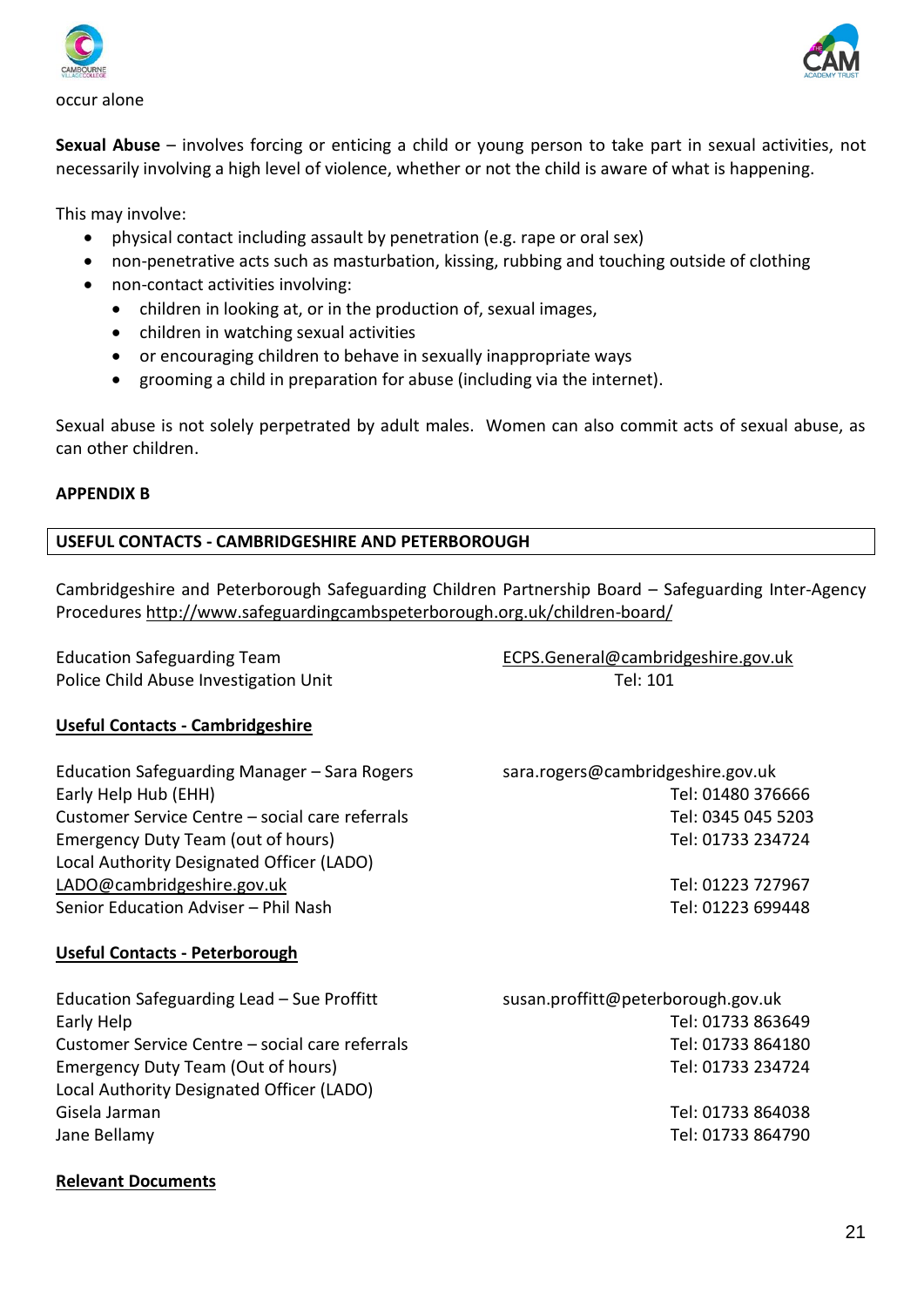occur alone

**Sexual Abuse** – involves forcing or enticing a child or young person to take part in sexual activities, not necessarily involving a high level of violence, whether or not the child is aware of what is happening.

This may involve:

- physical contact including assault by penetration (e.g. rape or oral sex)
- non-penetrative acts such as masturbation, kissing, rubbing and touching outside of clothing
- non-contact activities involving:
  - children in looking at, or in the production of, sexual images,
  - children in watching sexual activities
  - or encouraging children to behave in sexually inappropriate ways
  - grooming a child in preparation for abuse (including via the internet).

Sexual abuse is not solely perpetrated by adult males. Women can also commit acts of sexual abuse, as can other children.

**APPENDIX B**

**USEFUL CONTACTS - CAMBRIDGESHIRE AND PETERBOROUGH**

Cambridgeshire and Peterborough Safeguarding Children Partnership Board – Safeguarding Inter-Agency Procedures http://www.safeguardingcambspeterborough.org.uk/children-board/

| | |
|---|---|
| Education Safeguarding Team | ECPS.General@cambridgeshire.gov.uk |
| Police Child Abuse Investigation Unit | Tel: 101 |

**Useful Contacts - Cambridgeshire**

| | |
|---|---|
| Education Safeguarding Manager – Sara Rogers | sara.rogers@cambridgeshire.gov.uk |
| Early Help Hub (EHH) | Tel: 01480 376666 |
| Customer Service Centre – social care referrals | Tel: 0345 045 5203 |
| Emergency Duty Team (out of hours) | Tel: 01733 234724 |
| Local Authority Designated Officer (LADO) LADO@cambridgeshire.gov.uk | Tel: 01223 727967 |
| Senior Education Adviser – Phil Nash | Tel: 01223 699448 |

**Useful Contacts - Peterborough**

| | |
|---|---|
| Education Safeguarding Lead – Sue Proffitt | susan.proffitt@peterborough.gov.uk |
| Early Help | Tel: 01733 863649 |
| Customer Service Centre – social care referrals | Tel: 01733 864180 |
| Emergency Duty Team (Out of hours) | Tel: 01733 234724 |
| Local Authority Designated Officer (LADO) | |
| Gisela Jarman | Tel: 01733 864038 |
| Jane Bellamy | Tel: 01733 864790 |

**Relevant Documents**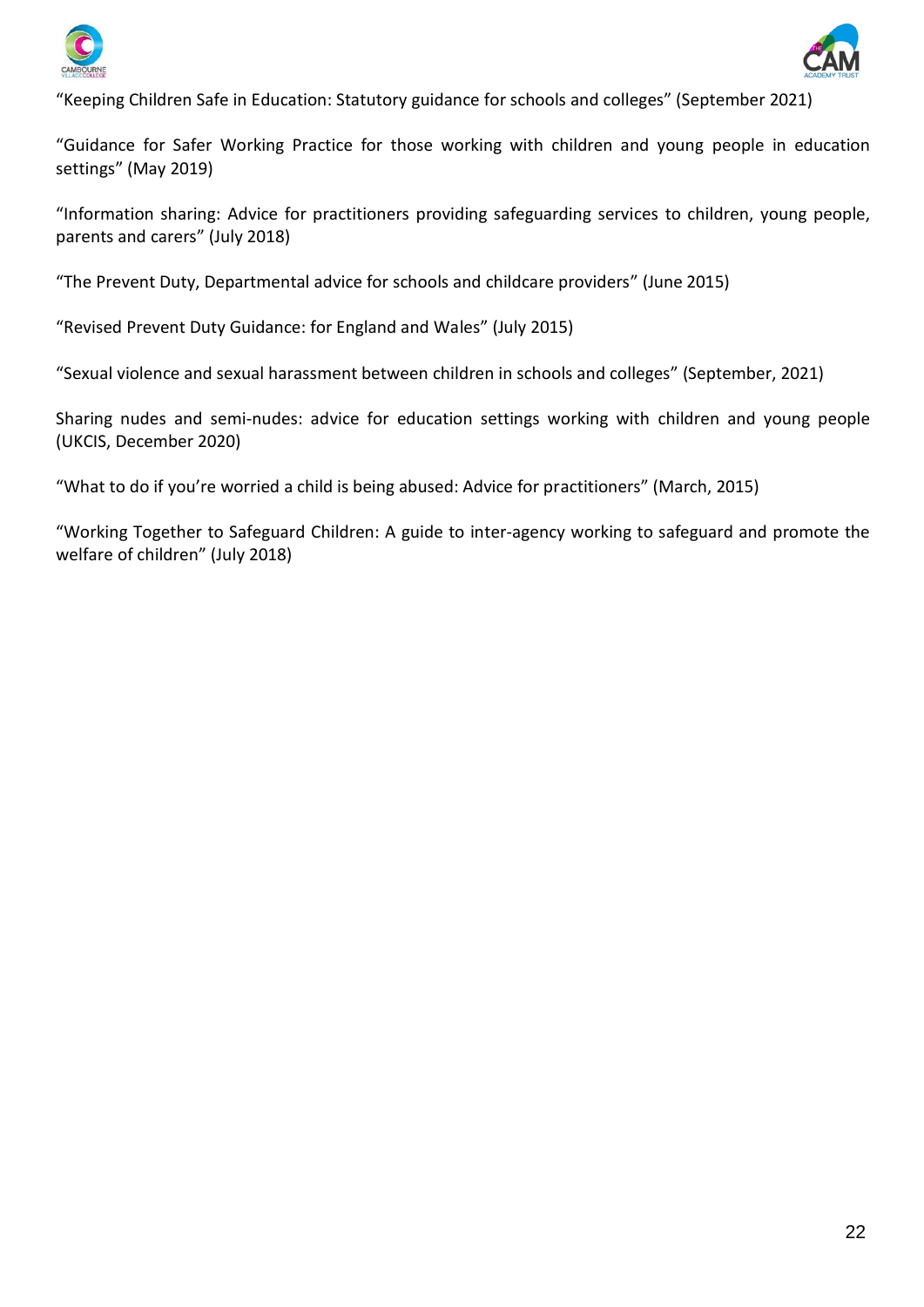"Keeping Children Safe in Education: Statutory guidance for schools and colleges" (September 2021)

"Guidance for Safer Working Practice for those working with children and young people in education settings" (May 2019)

"Information sharing: Advice for practitioners providing safeguarding services to children, young people, parents and carers" (July 2018)

"The Prevent Duty, Departmental advice for schools and childcare providers" (June 2015)

"Revised Prevent Duty Guidance: for England and Wales" (July 2015)

"Sexual violence and sexual harassment between children in schools and colleges" (September, 2021)

Sharing nudes and semi-nudes: advice for education settings working with children and young people (UKCIS, December 2020)

"What to do if you're worried a child is being abused: Advice for practitioners" (March, 2015)

"Working Together to Safeguard Children: A guide to inter-agency working to safeguard and promote the welfare of children" (July 2018)